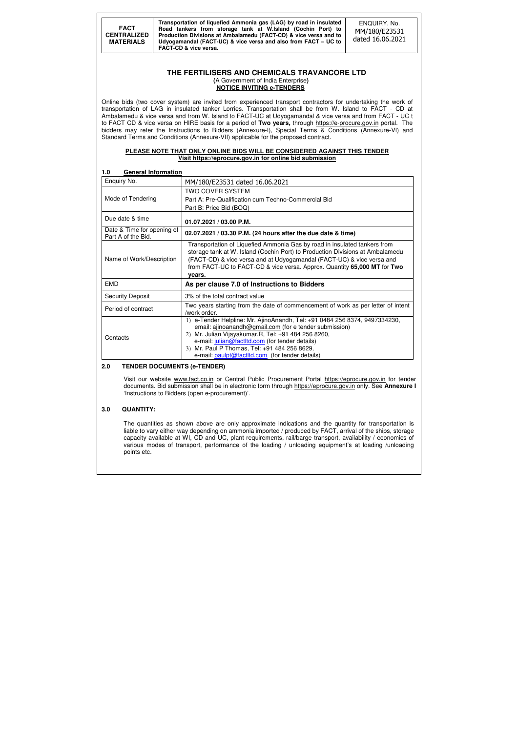| FACT CENTRALIZED MATERIALS | Transportation of liquefied Ammonia gas (LAG) by road in insulated Road tankers from storage tank at W.Island (Cochin Port) to Production Divisions at Ambalamedu (FACT-CD) & vice versa and to Udyogamandal (FACT-UC) & vice versa and also from FACT – UC to FACT-CD & vice versa. | ENQUIRY. No. MM/180/E23531 dated 16.06.2021 |
|---|---|---|

# THE FERTILISERS AND CHEMICALS TRAVANCORE LTD

(A Government of India Enterprise)

**NOTICE INVITING e-TENDERS**

Online bids (two cover system) are invited from experienced transport contractors for undertaking the work of transportation of LAG in insulated tanker Lorries. Transportation shall be from W. Island to FACT - CD at Ambalamedu & vice versa and from W. Island to FACT-UC at Udyogamandal & vice versa and from FACT - UC t to FACT CD & vice versa on HIRE basis for a period of **Two years,** through https://e-procure.gov.in portal. The bidders may refer the Instructions to Bidders (Annexure-I), Special Terms & Conditions (Annexure-VI) and Standard Terms and Conditions (Annexure-VII) applicable for the proposed contract.

**PLEASE NOTE THAT ONLY ONLINE BIDS WILL BE CONSIDERED AGAINST THIS TENDER**
**Visit https://eprocure.gov.in for online bid submission**

## 1.0 General Information

| Enquiry No. | MM/180/E23531 dated 16.06.2021 |
|---|---|
| Mode of Tendering | TWO COVER SYSTEM<br>Part A: Pre-Qualification cum Techno-Commercial Bid<br>Part B: Price Bid (BOQ) |
| Due date & time | **01.07.2021 / 03.00 P.M.** |
| Date & Time for opening of Part A of the Bid. | **02.07.2021 / 03.30 P.M. (24 hours after the due date & time)** |
| Name of Work/Description | Transportation of Liquefied Ammonia Gas by road in insulated tankers from storage tank at W. Island (Cochin Port) to Production Divisions at Ambalamedu (FACT-CD) & vice versa and at Udyogamandal (FACT-UC) & vice versa and from FACT-UC to FACT-CD & vice versa. Approx. Quantity **65,000 MT** for **Two years.** |
| EMD | **As per clause 7.0 of Instructions to Bidders** |
| Security Deposit | 3% of the total contract value |
| Period of contract | Two years starting from the date of commencement of work as per letter of intent /work order. |
| Contacts | 1) e-Tender Helpline: Mr. AjinoAnandh, Tel: +91 0484 256 8374, 9497334230, email: ajinoanandh@gmail.com (for e tender submission)<br>2) Mr. Julian Vijayakumar.R, Tel: +91 484 256 8260, e-mail: julian@factltd.com (for tender details)<br>3) Mr. Paul P Thomas, Tel: +91 484 256 8629, e-mail: paulpt@factltd.com (for tender details) |

## 2.0 TENDER DOCUMENTS (e-TENDER)

Visit our website www.fact.co.in or Central Public Procurement Portal https://eprocure.gov.in for tender documents. Bid submission shall be in electronic form through https://eprocure.gov.in only. See **Annexure I** 'Instructions to Bidders (open e-procurement)'.

## 3.0 QUANTITY:

The quantities as shown above are only approximate indications and the quantity for transportation is liable to vary either way depending on ammonia imported / produced by FACT, arrival of the ships, storage capacity available at WI, CD and UC, plant requirements, rail/barge transport, availability / economics of various modes of transport, performance of the loading / unloading equipment's at loading /unloading points etc.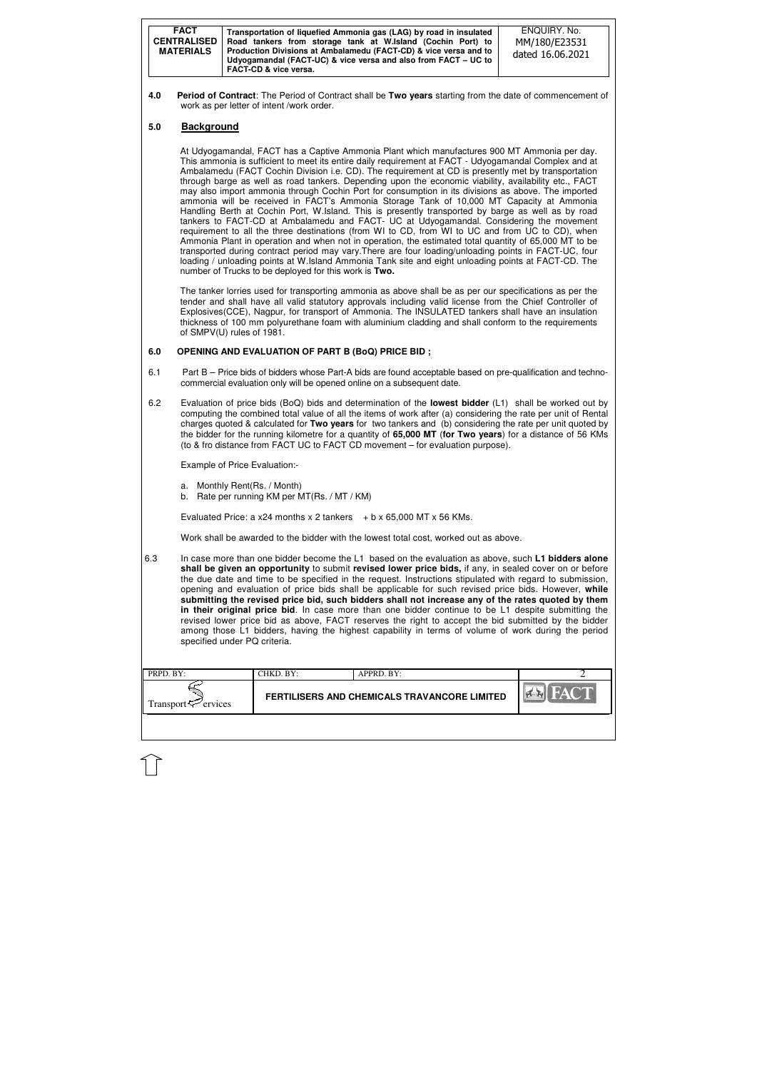**4.0 Period of Contract**: The Period of Contract shall be **Two years** starting from the date of commencement of work as per letter of intent /work order.

## 5.0 Background

At Udyogamandal, FACT has a Captive Ammonia Plant which manufactures 900 MT Ammonia per day. This ammonia is sufficient to meet its entire daily requirement at FACT - Udyogamandal Complex and at Ambalamedu (FACT Cochin Division i.e. CD). The requirement at CD is presently met by transportation through barge as well as road tankers. Depending upon the economic viability, availability etc., FACT may also import ammonia through Cochin Port for consumption in its divisions as above. The imported ammonia will be received in FACT's Ammonia Storage Tank of 10,000 MT Capacity at Ammonia Handling Berth at Cochin Port, W.Island. This is presently transported by barge as well as by road tankers to FACT-CD at Ambalamedu and FACT- UC at Udyogamandal. Considering the movement requirement to all the three destinations (from WI to CD, from WI to UC and from UC to CD), when Ammonia Plant in operation and when not in operation, the estimated total quantity of 65,000 MT to be transported during contract period may vary.There are four loading/unloading points in FACT-UC, four loading / unloading points at W.Island Ammonia Tank site and eight unloading points at FACT-CD. The number of Trucks to be deployed for this work is **Two.**

The tanker lorries used for transporting ammonia as above shall be as per our specifications as per the tender and shall have all valid statutory approvals including valid license from the Chief Controller of Explosives(CCE), Nagpur, for transport of Ammonia. The INSULATED tankers shall have an insulation thickness of 100 mm polyurethane foam with aluminium cladding and shall conform to the requirements of SMPV(U) rules of 1981.

## 6.0 OPENING AND EVALUATION OF PART B (BoQ) PRICE BID ;

6.1 Part B – Price bids of bidders whose Part-A bids are found acceptable based on pre-qualification and techno-commercial evaluation only will be opened online on a subsequent date.

6.2 Evaluation of price bids (BoQ) bids and determination of the **lowest bidder** (L1) shall be worked out by computing the combined total value of all the items of work after (a) considering the rate per unit of Rental charges quoted & calculated for **Two years** for two tankers and (b) considering the rate per unit quoted by the bidder for the running kilometre for a quantity of **65,000 MT** (**for Two years**) for a distance of 56 KMs (to & fro distance from FACT UC to FACT CD movement – for evaluation purpose).

Example of Price Evaluation:-

a. Monthly Rent(Rs. / Month)
b. Rate per running KM per MT(Rs. / MT / KM)

Evaluated Price: a x24 months x 2 tankers + b x 65,000 MT x 56 KMs.

Work shall be awarded to the bidder with the lowest total cost, worked out as above.

6.3 In case more than one bidder become the L1 based on the evaluation as above, such **L1 bidders alone shall be given an opportunity** to submit **revised lower price bids,** if any, in sealed cover on or before the due date and time to be specified in the request. Instructions stipulated with regard to submission, opening and evaluation of price bids shall be applicable for such revised price bids. However, **while submitting the revised price bid, such bidders shall not increase any of the rates quoted by them in their original price bid**. In case more than one bidder continue to be L1 despite submitting the revised lower price bid as above, FACT reserves the right to accept the bid submitted by the bidder among those L1 bidders, having the highest capability in terms of volume of work during the period specified under PQ criteria.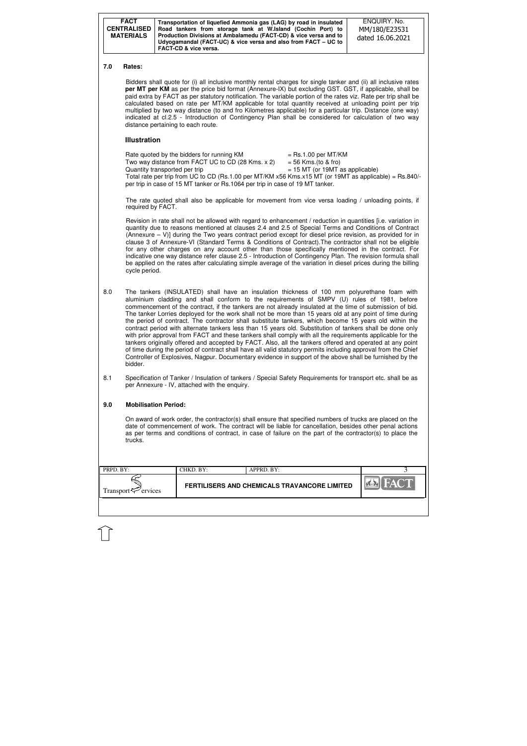## 7.0 Rates:

Bidders shall quote for (i) all inclusive monthly rental charges for single tanker and (ii) all inclusive rates **per MT per KM** as per the price bid format (Annexure-IX) but excluding GST. GST, if applicable, shall be paid extra by FACT as per statutory notification. The variable portion of the rates viz. Rate per trip shall be calculated based on rate per MT/KM applicable for total quantity received at unloading point per trip multiplied by two way distance (to and fro Kilometres applicable) for a particular trip. Distance (one way) indicated at cl.2.5 - Introduction of Contingency Plan shall be considered for calculation of two way distance pertaining to each route.

### Illustration

Rate quoted by the bidders for running KM = Rs.1.00 per MT/KM
Two way distance from FACT UC to CD (28 Kms. x 2) = 56 Kms.(to & fro)
Quantity transported per trip = 15 MT (or 19MT as applicable)
Total rate per trip from UC to CD (Rs.1.00 per MT/KM x56 Kms.x15 MT (or 19MT as applicable) = Rs.840/- per trip in case of 15 MT tanker or Rs.1064 per trip in case of 19 MT tanker.

The rate quoted shall also be applicable for movement from vice versa loading / unloading points, if required by FACT.

Revision in rate shall not be allowed with regard to enhancement / reduction in quantities [i.e. variation in quantity due to reasons mentioned at clauses 2.4 and 2.5 of Special Terms and Conditions of Contract (Annexure – V)] during the Two years contract period except for diesel price revision, as provided for in clause 3 of Annexure-VI (Standard Terms & Conditions of Contract).The contractor shall not be eligible for any other charges on any account other than those specifically mentioned in the contract. For indicative one way distance refer clause 2.5 - Introduction of Contingency Plan. The revision formula shall be applied on the rates after calculating simple average of the variation in diesel prices during the billing cycle period.

8.0 The tankers (INSULATED) shall have an insulation thickness of 100 mm polyurethane foam with aluminium cladding and shall conform to the requirements of SMPV (U) rules of 1981, before commencement of the contract, if the tankers are not already insulated at the time of submission of bid. The tanker Lorries deployed for the work shall not be more than 15 years old at any point of time during the period of contract. The contractor shall substitute tankers, which become 15 years old within the contract period with alternate tankers less than 15 years old. Substitution of tankers shall be done only with prior approval from FACT and these tankers shall comply with all the requirements applicable for the tankers originally offered and accepted by FACT. Also, all the tankers offered and operated at any point of time during the period of contract shall have all valid statutory permits including approval from the Chief Controller of Explosives, Nagpur. Documentary evidence in support of the above shall be furnished by the bidder.

8.1 Specification of Tanker / Insulation of tankers / Special Safety Requirements for transport etc. shall be as per Annexure - IV, attached with the enquiry.

## 9.0 Mobilisation Period:

On award of work order, the contractor(s) shall ensure that specified numbers of trucks are placed on the date of commencement of work. The contract will be liable for cancellation, besides other penal actions as per terms and conditions of contract, in case of failure on the part of the contractor(s) to place the trucks.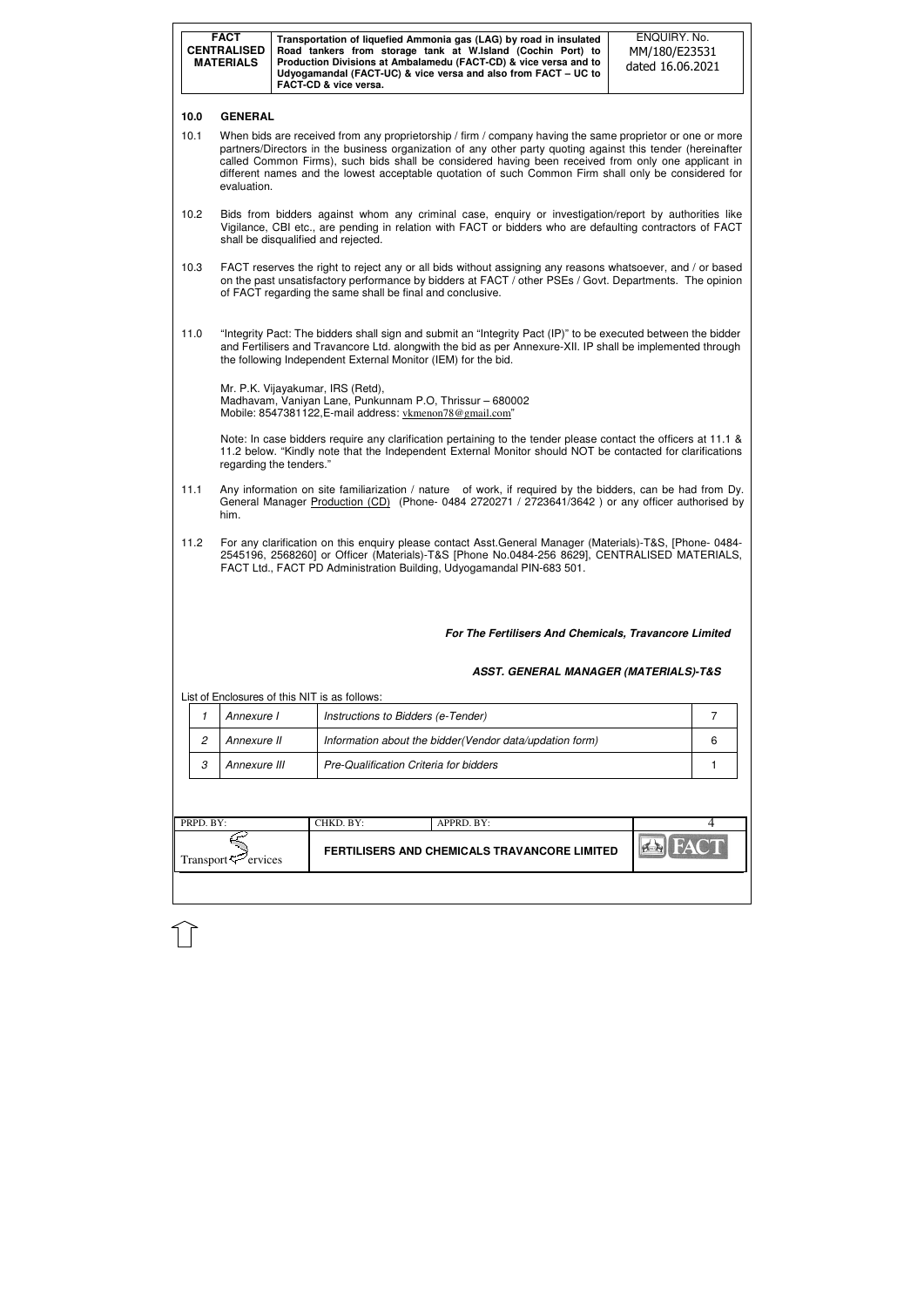## 10.0 GENERAL

10.1 When bids are received from any proprietorship / firm / company having the same proprietor or one or more partners/Directors in the business organization of any other party quoting against this tender (hereinafter called Common Firms), such bids shall be considered having been received from only one applicant in different names and the lowest acceptable quotation of such Common Firm shall only be considered for evaluation.

10.2 Bids from bidders against whom any criminal case, enquiry or investigation/report by authorities like Vigilance, CBI etc., are pending in relation with FACT or bidders who are defaulting contractors of FACT shall be disqualified and rejected.

10.3 FACT reserves the right to reject any or all bids without assigning any reasons whatsoever, and / or based on the past unsatisfactory performance by bidders at FACT / other PSEs / Govt. Departments. The opinion of FACT regarding the same shall be final and conclusive.

11.0 "Integrity Pact: The bidders shall sign and submit an "Integrity Pact (IP)" to be executed between the bidder and Fertilisers and Travancore Ltd. alongwith the bid as per Annexure-XII. IP shall be implemented through the following Independent External Monitor (IEM) for the bid.

Mr. P.K. Vijayakumar, IRS (Retd),
Madhavam, Vaniyan Lane, Punkunnam P.O, Thrissur – 680002
Mobile: 8547381122,E-mail address: vkmenon78@gmail.com"

Note: In case bidders require any clarification pertaining to the tender please contact the officers at 11.1 & 11.2 below. "Kindly note that the Independent External Monitor should NOT be contacted for clarifications regarding the tenders."

11.1 Any information on site familiarization / nature of work, if required by the bidders, can be had from Dy. General Manager Production (CD) (Phone- 0484 2720271 / 2723641/3642 ) or any officer authorised by him.

11.2 For any clarification on this enquiry please contact Asst.General Manager (Materials)-T&S, [Phone- 0484-2545196, 2568260] or Officer (Materials)-T&S [Phone No.0484-256 8629], CENTRALISED MATERIALS, FACT Ltd., FACT PD Administration Building, Udyogamandal PIN-683 501.

***For The Fertilisers And Chemicals, Travancore Limited***

***ASST. GENERAL MANAGER (MATERIALS)-T&S***

List of Enclosures of this NIT is as follows:

| | | | |
|---|---|---|---|
| 1 | Annexure I | Instructions to Bidders (e-Tender) | 7 |
| 2 | Annexure II | Information about the bidder(Vendor data/updation form) | 6 |
| 3 | Annexure III | Pre-Qualification Criteria for bidders | 1 |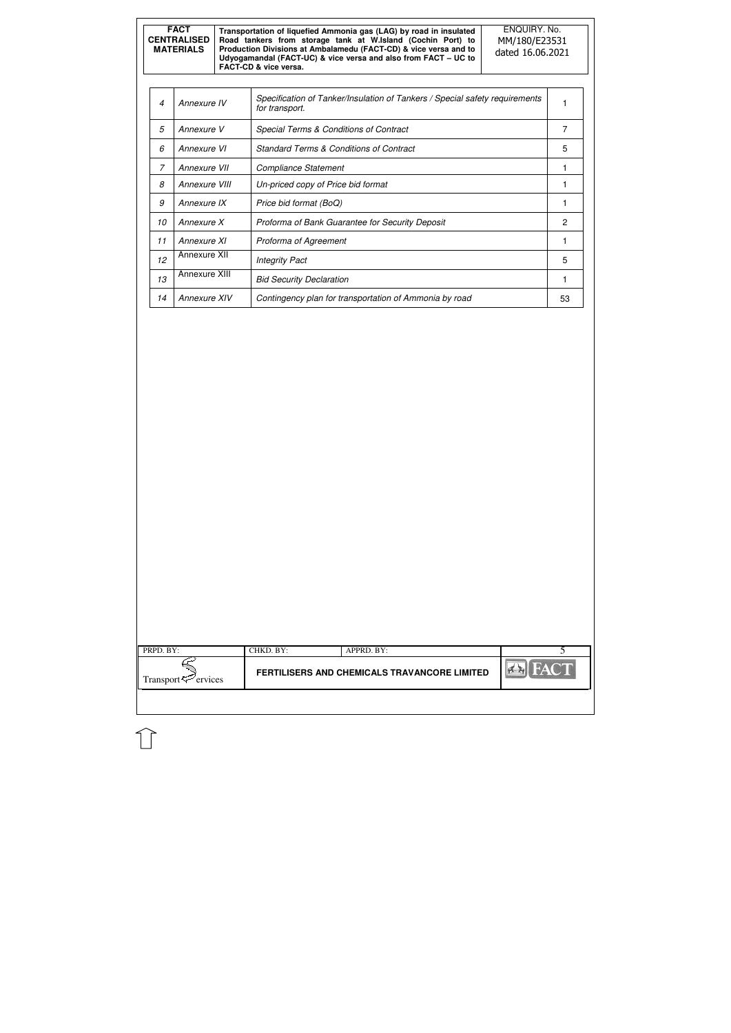| 4 | *Annexure IV* | *Specification of Tanker/Insulation of Tankers / Special safety requirements for transport.* | 1 |
|---|---|---|---|
| 5 | *Annexure V* | *Special Terms & Conditions of Contract* | 7 |
| 6 | *Annexure VI* | *Standard Terms & Conditions of Contract* | 5 |
| 7 | *Annexure VII* | *Compliance Statement* | 1 |
| 8 | *Annexure VIII* | *Un-priced copy of Price bid format* | 1 |
| 9 | *Annexure IX* | *Price bid format (BoQ)* | 1 |
| 10 | *Annexure X* | *Proforma of Bank Guarantee for Security Deposit* | 2 |
| 11 | *Annexure XI* | *Proforma of Agreement* | 1 |
| 12 | Annexure XII | *Integrity Pact* | 5 |
| 13 | Annexure XIII | *Bid Security Declaration* | 1 |
| 14 | *Annexure XIV* | *Contingency plan for transportation of Ammonia by road* | 53 |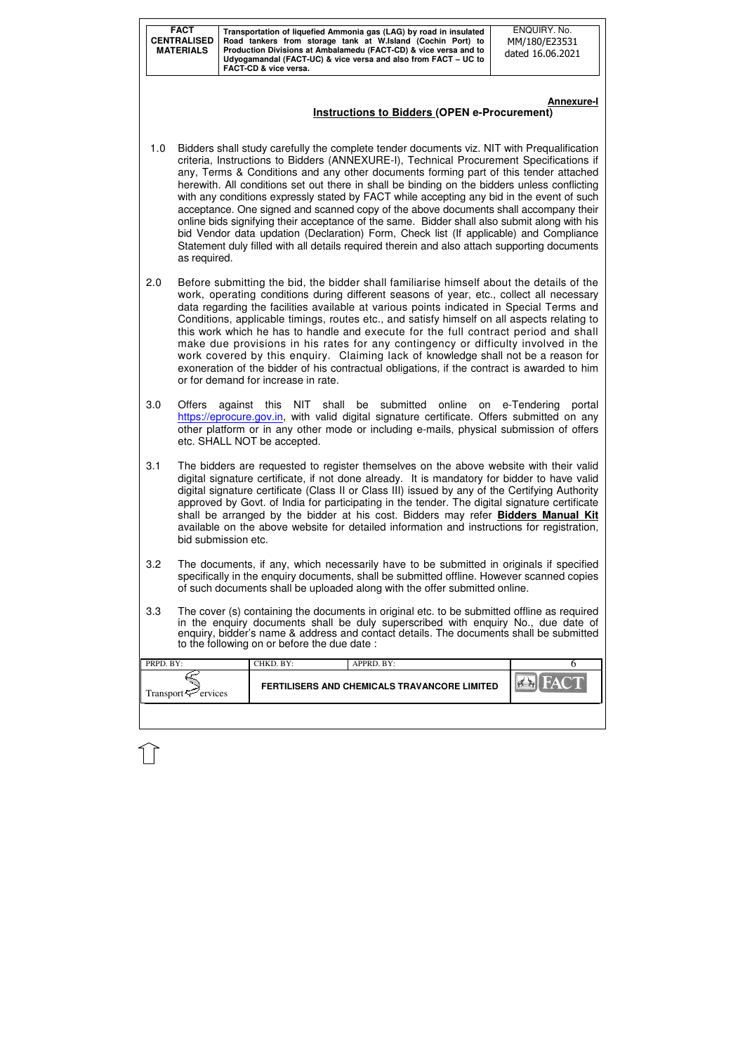**Annexure-I**

## Instructions to Bidders (OPEN e-Procurement)

1.0 Bidders shall study carefully the complete tender documents viz. NIT with Prequalification criteria, Instructions to Bidders (ANNEXURE-I), Technical Procurement Specifications if any, Terms & Conditions and any other documents forming part of this tender attached herewith. All conditions set out there in shall be binding on the bidders unless conflicting with any conditions expressly stated by FACT while accepting any bid in the event of such acceptance. One signed and scanned copy of the above documents shall accompany their online bids signifying their acceptance of the same. Bidder shall also submit along with his bid Vendor data updation (Declaration) Form, Check list (If applicable) and Compliance Statement duly filled with all details required therein and also attach supporting documents as required.

2.0 Before submitting the bid, the bidder shall familiarise himself about the details of the work, operating conditions during different seasons of year, etc., collect all necessary data regarding the facilities available at various points indicated in Special Terms and Conditions, applicable timings, routes etc., and satisfy himself on all aspects relating to this work which he has to handle and execute for the full contract period and shall make due provisions in his rates for any contingency or difficulty involved in the work covered by this enquiry. Claiming lack of knowledge shall not be a reason for exoneration of the bidder of his contractual obligations, if the contract is awarded to him or for demand for increase in rate.

3.0 Offers against this NIT shall be submitted online on e-Tendering portal https://eprocure.gov.in, with valid digital signature certificate. Offers submitted on any other platform or in any other mode or including e-mails, physical submission of offers etc. SHALL NOT be accepted.

3.1 The bidders are requested to register themselves on the above website with their valid digital signature certificate, if not done already. It is mandatory for bidder to have valid digital signature certificate (Class II or Class III) issued by any of the Certifying Authority approved by Govt. of India for participating in the tender. The digital signature certificate shall be arranged by the bidder at his cost. Bidders may refer **Bidders Manual Kit** available on the above website for detailed information and instructions for registration, bid submission etc.

3.2 The documents, if any, which necessarily have to be submitted in originals if specified specifically in the enquiry documents, shall be submitted offline. However scanned copies of such documents shall be uploaded along with the offer submitted online.

3.3 The cover (s) containing the documents in original etc. to be submitted offline as required in the enquiry documents shall be duly superscribed with enquiry No., due date of enquiry, bidder's name & address and contact details. The documents shall be submitted to the following on or before the due date :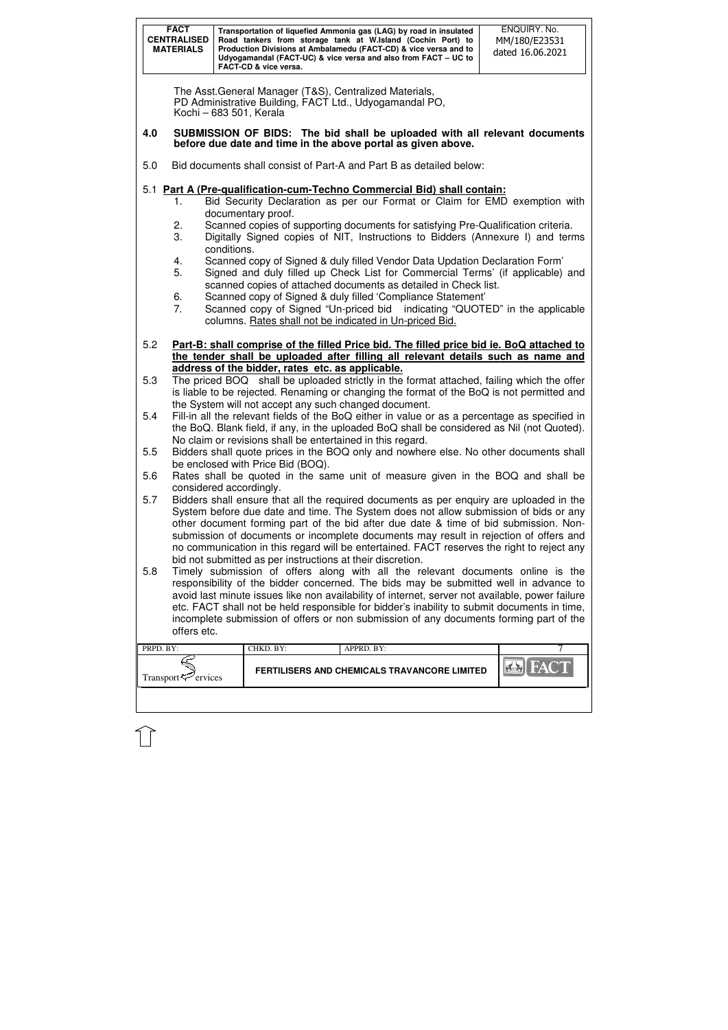The Asst.General Manager (T&S), Centralized Materials,
PD Administrative Building, FACT Ltd., Udyogamandal PO,
Kochi – 683 501, Kerala

**4.0 SUBMISSION OF BIDS: The bid shall be uploaded with all relevant documents before due date and time in the above portal as given above.**

5.0 Bid documents shall consist of Part-A and Part B as detailed below:

5.1 **Part A (Pre-qualification-cum-Techno Commercial Bid) shall contain:**

1. Bid Security Declaration as per our Format or Claim for EMD exemption with documentary proof.
2. Scanned copies of supporting documents for satisfying Pre-Qualification criteria.
3. Digitally Signed copies of NIT, Instructions to Bidders (Annexure I) and terms conditions.
4. Scanned copy of Signed & duly filled Vendor Data Updation Declaration Form'
5. Signed and duly filled up Check List for Commercial Terms' (if applicable) and scanned copies of attached documents as detailed in Check list.
6. Scanned copy of Signed & duly filled 'Compliance Statement'
7. Scanned copy of Signed "Un-priced bid indicating "QUOTED" in the applicable columns. Rates shall not be indicated in Un-priced Bid.

5.2 **Part-B: shall comprise of the filled Price bid. The filled price bid ie. BoQ attached to the tender shall be uploaded after filling all relevant details such as name and address of the bidder, rates etc. as applicable.**

5.3 The priced BOQ shall be uploaded strictly in the format attached, failing which the offer is liable to be rejected. Renaming or changing the format of the BoQ is not permitted and the System will not accept any such changed document.

5.4 Fill-in all the relevant fields of the BoQ either in value or as a percentage as specified in the BoQ. Blank field, if any, in the uploaded BoQ shall be considered as Nil (not Quoted). No claim or revisions shall be entertained in this regard.

5.5 Bidders shall quote prices in the BOQ only and nowhere else. No other documents shall be enclosed with Price Bid (BOQ).

5.6 Rates shall be quoted in the same unit of measure given in the BOQ and shall be considered accordingly.

5.7 Bidders shall ensure that all the required documents as per enquiry are uploaded in the System before due date and time. The System does not allow submission of bids or any other document forming part of the bid after due date & time of bid submission. Non-submission of documents or incomplete documents may result in rejection of offers and no communication in this regard will be entertained. FACT reserves the right to reject any bid not submitted as per instructions at their discretion.

5.8 Timely submission of offers along with all the relevant documents online is the responsibility of the bidder concerned. The bids may be submitted well in advance to avoid last minute issues like non availability of internet, server not available, power failure etc. FACT shall not be held responsible for bidder's inability to submit documents in time, incomplete submission of offers or non submission of any documents forming part of the offers etc.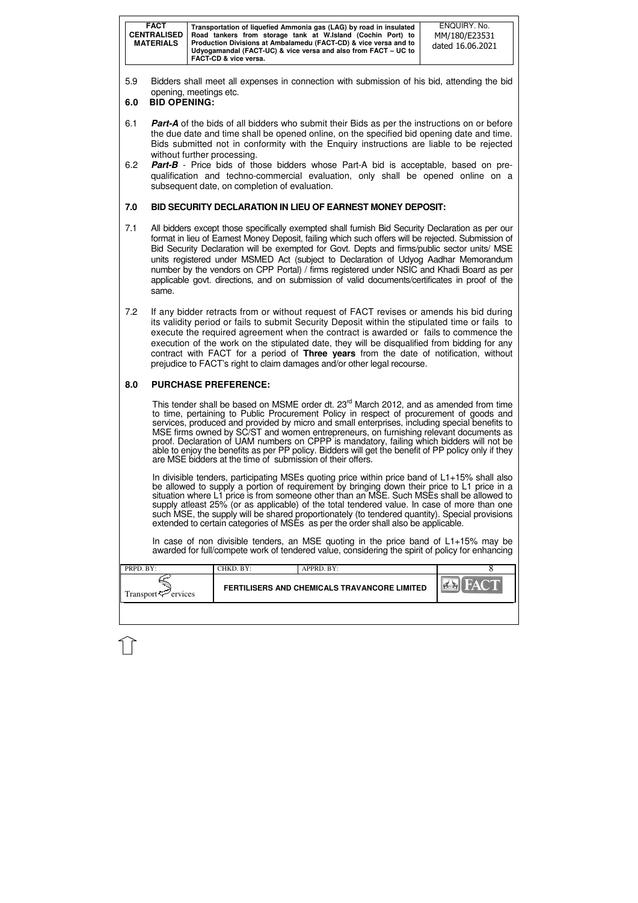5.9 Bidders shall meet all expenses in connection with submission of his bid, attending the bid opening, meetings etc.

## 6.0 BID OPENING:

6.1 ***Part-A*** of the bids of all bidders who submit their Bids as per the instructions on or before the due date and time shall be opened online, on the specified bid opening date and time. Bids submitted not in conformity with the Enquiry instructions are liable to be rejected without further processing.

6.2 ***Part-B*** - Price bids of those bidders whose Part-A bid is acceptable, based on pre-qualification and techno-commercial evaluation, only shall be opened online on a subsequent date, on completion of evaluation.

## 7.0 BID SECURITY DECLARATION IN LIEU OF EARNEST MONEY DEPOSIT:

7.1 All bidders except those specifically exempted shall furnish Bid Security Declaration as per our format in lieu of Earnest Money Deposit, failing which such offers will be rejected. Submission of Bid Security Declaration will be exempted for Govt. Depts and firms/public sector units/ MSE units registered under MSMED Act (subject to Declaration of Udyog Aadhar Memorandum number by the vendors on CPP Portal) / firms registered under NSIC and Khadi Board as per applicable govt. directions, and on submission of valid documents/certificates in proof of the same.

7.2 If any bidder retracts from or without request of FACT revises or amends his bid during its validity period or fails to submit Security Deposit within the stipulated time or fails to execute the required agreement when the contract is awarded or fails to commence the execution of the work on the stipulated date, they will be disqualified from bidding for any contract with FACT for a period of **Three years** from the date of notification, without prejudice to FACT's right to claim damages and/or other legal recourse.

## 8.0 PURCHASE PREFERENCE:

This tender shall be based on MSME order dt. 23rd March 2012, and as amended from time to time, pertaining to Public Procurement Policy in respect of procurement of goods and services, produced and provided by micro and small enterprises, including special benefits to MSE firms owned by SC/ST and women entrepreneurs, on furnishing relevant documents as proof. Declaration of UAM numbers on CPPP is mandatory, failing which bidders will not be able to enjoy the benefits as per PP policy. Bidders will get the benefit of PP policy only if they are MSE bidders at the time of submission of their offers.

In divisible tenders, participating MSEs quoting price within price band of L1+15% shall also be allowed to supply a portion of requirement by bringing down their price to L1 price in a situation where L1 price is from someone other than an MSE. Such MSEs shall be allowed to supply atleast 25% (or as applicable) of the total tendered value. In case of more than one such MSE, the supply will be shared proportionately (to tendered quantity). Special provisions extended to certain categories of MSEs as per the order shall also be applicable.

In case of non divisible tenders, an MSE quoting in the price band of L1+15% may be awarded for full/compete work of tendered value, considering the spirit of policy for enhancing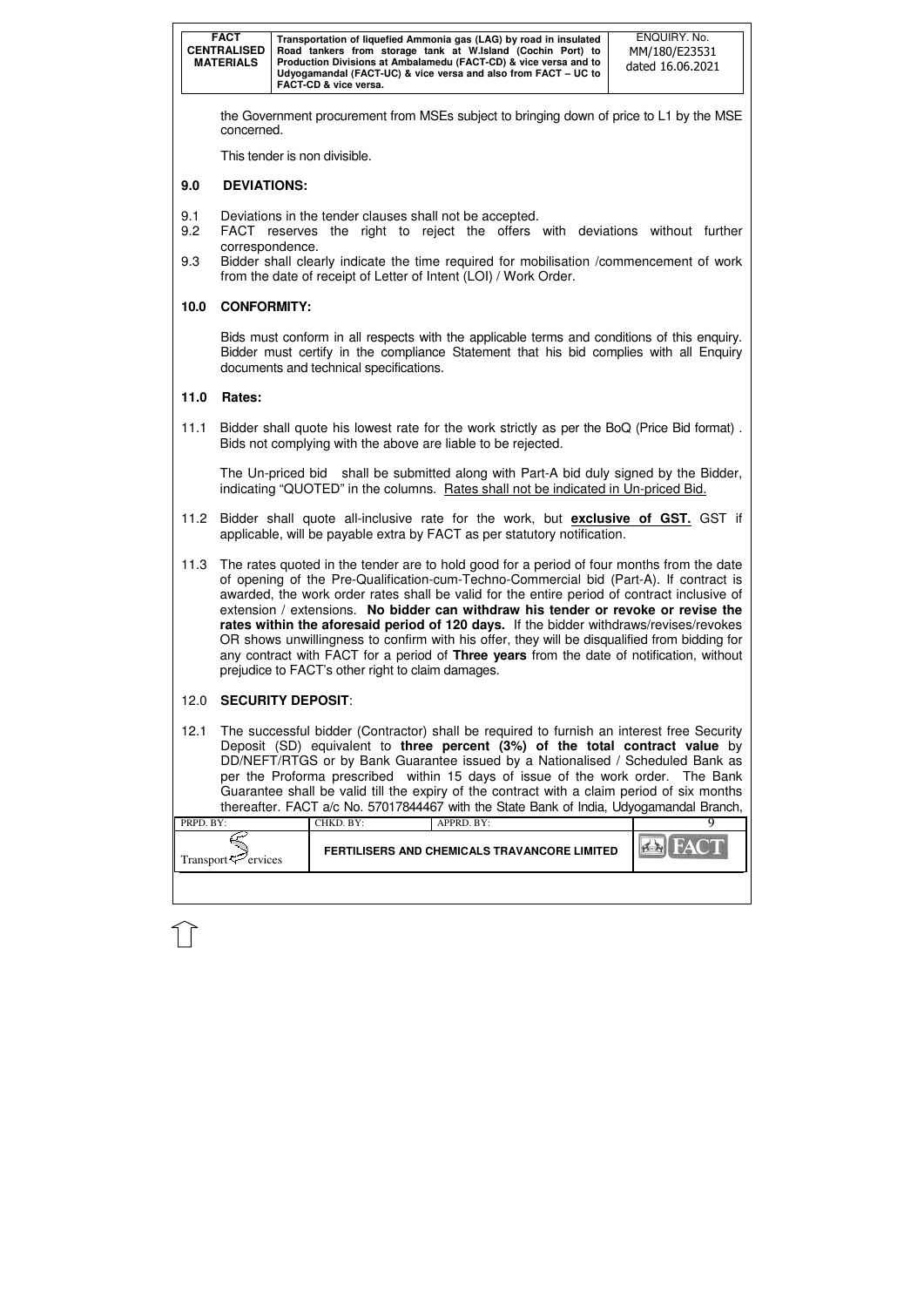the Government procurement from MSEs subject to bringing down of price to L1 by the MSE concerned.

This tender is non divisible.

## 9.0 DEVIATIONS:

9.1 Deviations in the tender clauses shall not be accepted.

9.2 FACT reserves the right to reject the offers with deviations without further correspondence.

9.3 Bidder shall clearly indicate the time required for mobilisation /commencement of work from the date of receipt of Letter of Intent (LOI) / Work Order.

## 10.0 CONFORMITY:

Bids must conform in all respects with the applicable terms and conditions of this enquiry. Bidder must certify in the compliance Statement that his bid complies with all Enquiry documents and technical specifications.

## 11.0 Rates:

11.1 Bidder shall quote his lowest rate for the work strictly as per the BoQ (Price Bid format) . Bids not complying with the above are liable to be rejected.

The Un-priced bid shall be submitted along with Part-A bid duly signed by the Bidder, indicating "QUOTED" in the columns. Rates shall not be indicated in Un-priced Bid.

11.2 Bidder shall quote all-inclusive rate for the work, but **exclusive of GST.** GST if applicable, will be payable extra by FACT as per statutory notification.

11.3 The rates quoted in the tender are to hold good for a period of four months from the date of opening of the Pre-Qualification-cum-Techno-Commercial bid (Part-A). If contract is awarded, the work order rates shall be valid for the entire period of contract inclusive of extension / extensions. **No bidder can withdraw his tender or revoke or revise the rates within the aforesaid period of 120 days.** If the bidder withdraws/revises/revokes OR shows unwillingness to confirm with his offer, they will be disqualified from bidding for any contract with FACT for a period of **Three years** from the date of notification, without prejudice to FACT's other right to claim damages.

## 12.0 SECURITY DEPOSIT:

12.1 The successful bidder (Contractor) shall be required to furnish an interest free Security Deposit (SD) equivalent to **three percent (3%) of the total contract value** by DD/NEFT/RTGS or by Bank Guarantee issued by a Nationalised / Scheduled Bank as per the Proforma prescribed within 15 days of issue of the work order. The Bank Guarantee shall be valid till the expiry of the contract with a claim period of six months thereafter. FACT a/c No. 57017844467 with the State Bank of India, Udyogamandal Branch,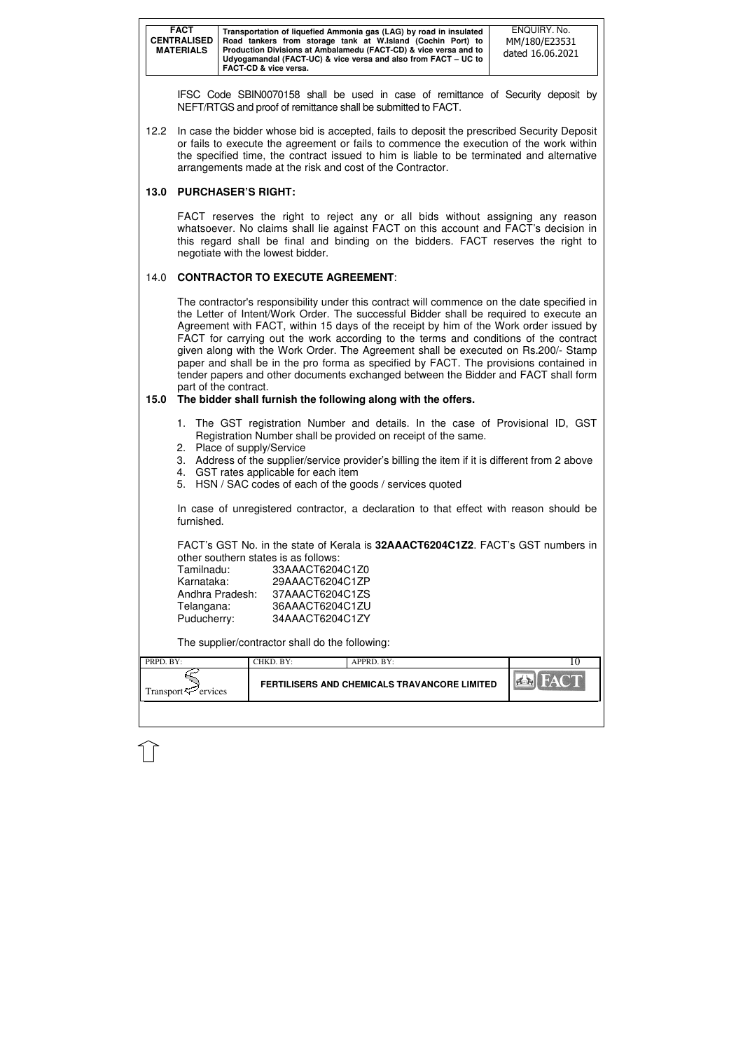IFSC Code SBIN0070158 shall be used in case of remittance of Security deposit by NEFT/RTGS and proof of remittance shall be submitted to FACT.

12.2 In case the bidder whose bid is accepted, fails to deposit the prescribed Security Deposit or fails to execute the agreement or fails to commence the execution of the work within the specified time, the contract issued to him is liable to be terminated and alternative arrangements made at the risk and cost of the Contractor.

## 13.0 PURCHASER'S RIGHT:

FACT reserves the right to reject any or all bids without assigning any reason whatsoever. No claims shall lie against FACT on this account and FACT's decision in this regard shall be final and binding on the bidders. FACT reserves the right to negotiate with the lowest bidder.

## 14.0 CONTRACTOR TO EXECUTE AGREEMENT:

The contractor's responsibility under this contract will commence on the date specified in the Letter of Intent/Work Order. The successful Bidder shall be required to execute an Agreement with FACT, within 15 days of the receipt by him of the Work order issued by FACT for carrying out the work according to the terms and conditions of the contract given along with the Work Order. The Agreement shall be executed on Rs.200/- Stamp paper and shall be in the pro forma as specified by FACT. The provisions contained in tender papers and other documents exchanged between the Bidder and FACT shall form part of the contract.

## 15.0 The bidder shall furnish the following along with the offers.

1. The GST registration Number and details. In the case of Provisional ID, GST Registration Number shall be provided on receipt of the same.
2. Place of supply/Service
3. Address of the supplier/service provider's billing the item if it is different from 2 above
4. GST rates applicable for each item
5. HSN / SAC codes of each of the goods / services quoted

In case of unregistered contractor, a declaration to that effect with reason should be furnished.

FACT's GST No. in the state of Kerala is **32AAACT6204C1Z2**. FACT's GST numbers in other southern states is as follows:

| | |
|---|---|
| Tamilnadu: | 33AAACT6204C1Z0 |
| Karnataka: | 29AAACT6204C1ZP |
| Andhra Pradesh: | 37AAACT6204C1ZS |
| Telangana: | 36AAACT6204C1ZU |
| Puducherry: | 34AAACT6204C1ZY |

The supplier/contractor shall do the following: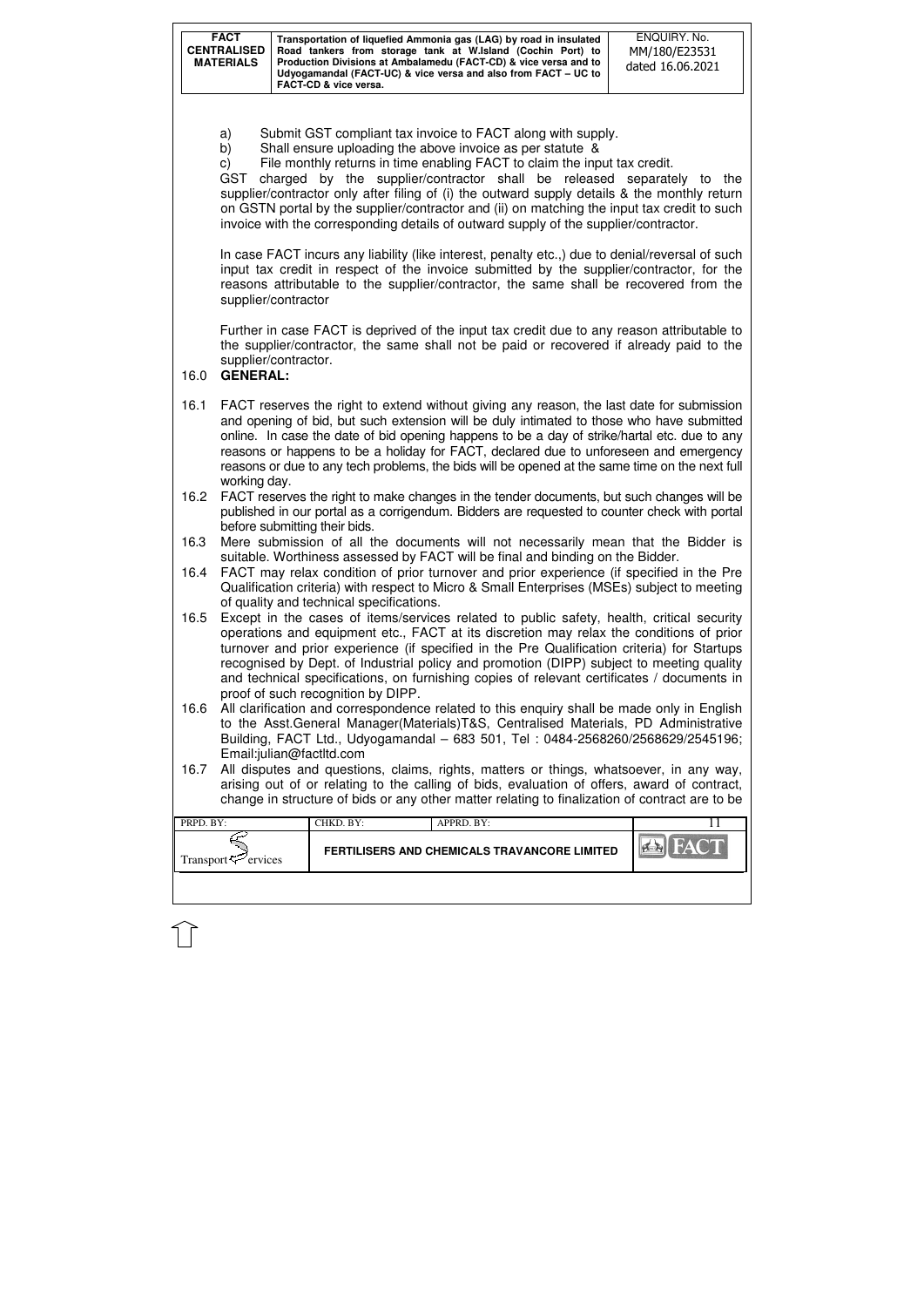a) Submit GST compliant tax invoice to FACT along with supply.

b) Shall ensure uploading the above invoice as per statute &

c) File monthly returns in time enabling FACT to claim the input tax credit.

GST charged by the supplier/contractor shall be released separately to the supplier/contractor only after filing of (i) the outward supply details & the monthly return on GSTN portal by the supplier/contractor and (ii) on matching the input tax credit to such invoice with the corresponding details of outward supply of the supplier/contractor.

In case FACT incurs any liability (like interest, penalty etc.,) due to denial/reversal of such input tax credit in respect of the invoice submitted by the supplier/contractor, for the reasons attributable to the supplier/contractor, the same shall be recovered from the supplier/contractor

Further in case FACT is deprived of the input tax credit due to any reason attributable to the supplier/contractor, the same shall not be paid or recovered if already paid to the supplier/contractor.

## 16.0 GENERAL:

16.1 FACT reserves the right to extend without giving any reason, the last date for submission and opening of bid, but such extension will be duly intimated to those who have submitted online. In case the date of bid opening happens to be a day of strike/hartal etc. due to any reasons or happens to be a holiday for FACT, declared due to unforeseen and emergency reasons or due to any tech problems, the bids will be opened at the same time on the next full working day.

16.2 FACT reserves the right to make changes in the tender documents, but such changes will be published in our portal as a corrigendum. Bidders are requested to counter check with portal before submitting their bids.

16.3 Mere submission of all the documents will not necessarily mean that the Bidder is suitable. Worthiness assessed by FACT will be final and binding on the Bidder.

16.4 FACT may relax condition of prior turnover and prior experience (if specified in the Pre Qualification criteria) with respect to Micro & Small Enterprises (MSEs) subject to meeting of quality and technical specifications.

16.5 Except in the cases of items/services related to public safety, health, critical security operations and equipment etc., FACT at its discretion may relax the conditions of prior turnover and prior experience (if specified in the Pre Qualification criteria) for Startups recognised by Dept. of Industrial policy and promotion (DIPP) subject to meeting quality and technical specifications, on furnishing copies of relevant certificates / documents in proof of such recognition by DIPP.

16.6 All clarification and correspondence related to this enquiry shall be made only in English to the Asst.General Manager(Materials)T&S, Centralised Materials, PD Administrative Building, FACT Ltd., Udyogamandal – 683 501, Tel : 0484-2568260/2568629/2545196; Email:julian@factltd.com

16.7 All disputes and questions, claims, rights, matters or things, whatsoever, in any way, arising out of or relating to the calling of bids, evaluation of offers, award of contract, change in structure of bids or any other matter relating to finalization of contract are to be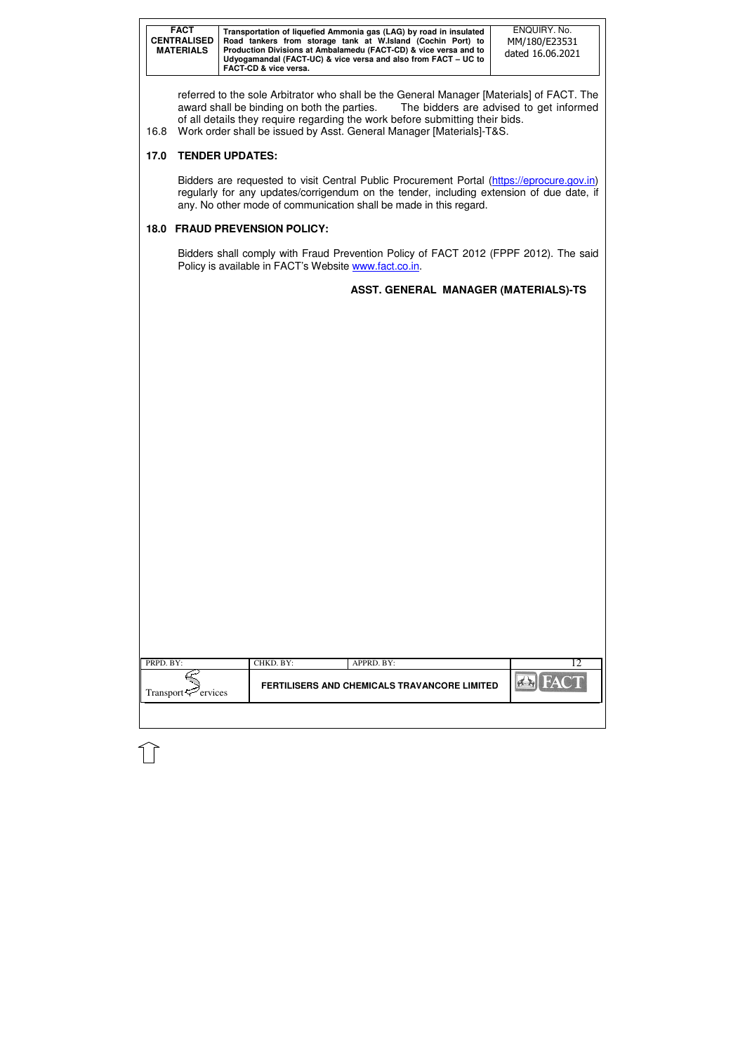referred to the sole Arbitrator who shall be the General Manager [Materials] of FACT. The award shall be binding on both the parties. The bidders are advised to get informed of all details they require regarding the work before submitting their bids.

16.8 Work order shall be issued by Asst. General Manager [Materials]-T&S.

## 17.0 TENDER UPDATES:

Bidders are requested to visit Central Public Procurement Portal (https://eprocure.gov.in) regularly for any updates/corrigendum on the tender, including extension of due date, if any. No other mode of communication shall be made in this regard.

## 18.0 FRAUD PREVENSION POLICY:

Bidders shall comply with Fraud Prevention Policy of FACT 2012 (FPPF 2012). The said Policy is available in FACT's Website www.fact.co.in.

**ASST. GENERAL MANAGER (MATERIALS)-TS**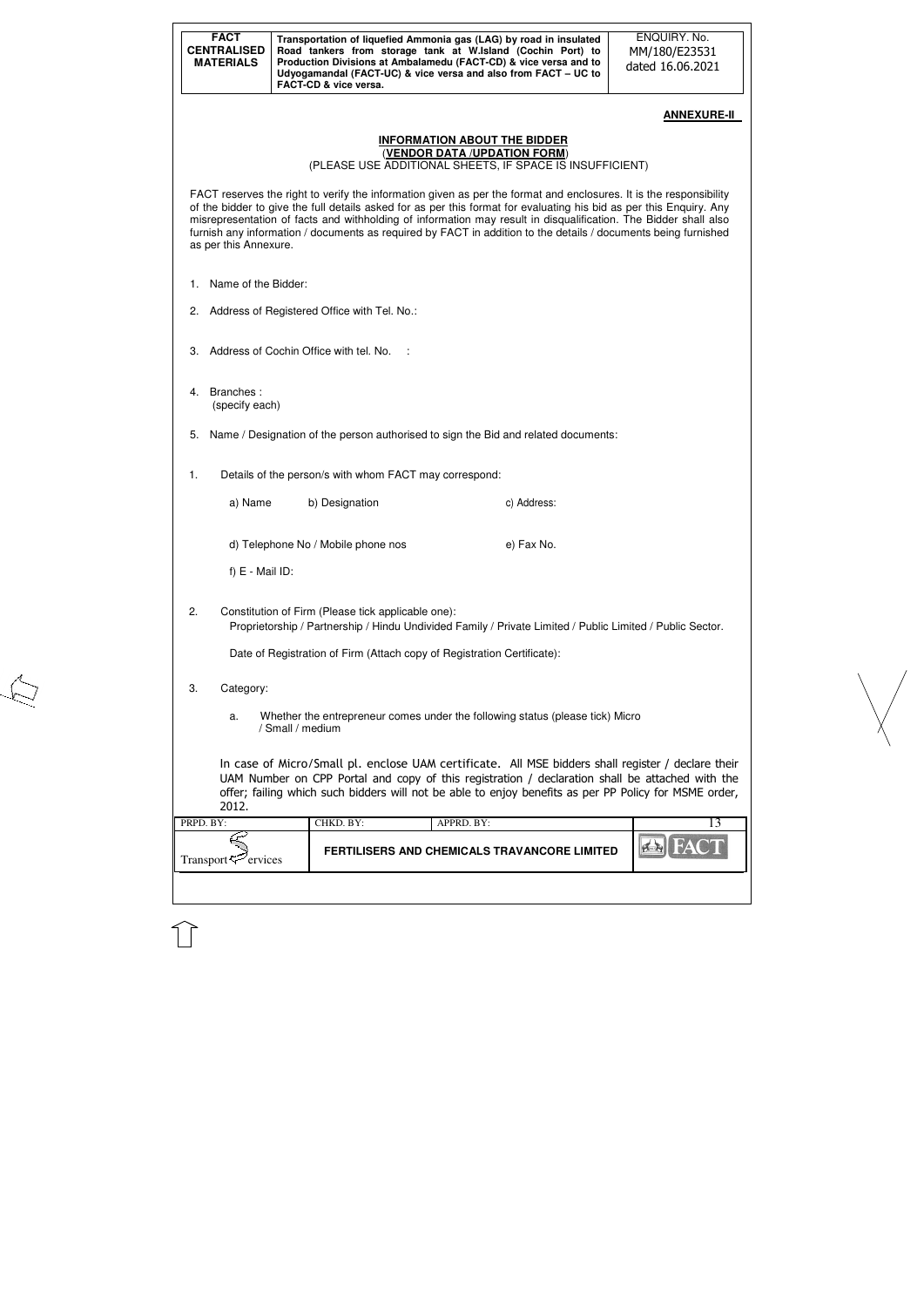**ANNEXURE-II**

## INFORMATION ABOUT THE BIDDER

**(VENDOR DATA /UPDATION FORM)**

(PLEASE USE ADDITIONAL SHEETS, IF SPACE IS INSUFFICIENT)

FACT reserves the right to verify the information given as per the format and enclosures. It is the responsibility of the bidder to give the full details asked for as per this format for evaluating his bid as per this Enquiry. Any misrepresentation of facts and withholding of information may result in disqualification. The Bidder shall also furnish any information / documents as required by FACT in addition to the details / documents being furnished as per this Annexure.

1. Name of the Bidder:
2. Address of Registered Office with Tel. No.:
3. Address of Cochin Office with tel. No. :
4. Branches : (specify each)
5. Name / Designation of the person authorised to sign the Bid and related documents:

1. Details of the person/s with whom FACT may correspond:

   a) Name  b) Designation  c) Address:

   d) Telephone No / Mobile phone nos  e) Fax No.

   f) E - Mail ID:

2. Constitution of Firm (Please tick applicable one):
   Proprietorship / Partnership / Hindu Undivided Family / Private Limited / Public Limited / Public Sector.

   Date of Registration of Firm (Attach copy of Registration Certificate):

3. Category:

   a. Whether the entrepreneur comes under the following status (please tick) Micro / Small / medium

   In case of Micro/Small pl. enclose UAM certificate. All MSE bidders shall register / declare their UAM Number on CPP Portal and copy of this registration / declaration shall be attached with the offer; failing which such bidders will not be able to enjoy benefits as per PP Policy for MSME order, 2012.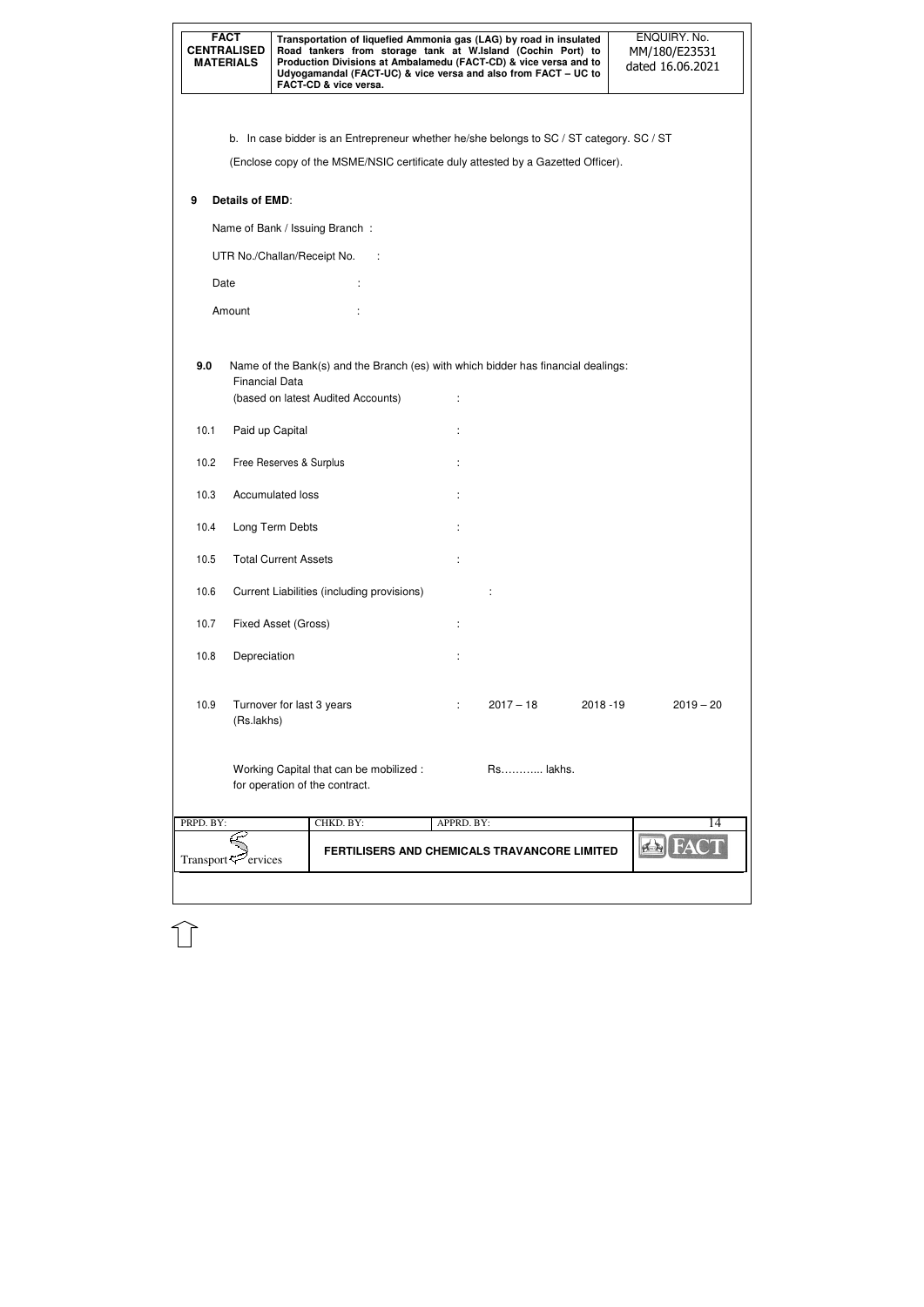b. In case bidder is an Entrepreneur whether he/she belongs to SC / ST category. SC / ST

(Enclose copy of the MSME/NSIC certificate duly attested by a Gazetted Officer).

**9 Details of EMD**:

Name of Bank / Issuing Branch :

UTR No./Challan/Receipt No. :

Date :

Amount :

**9.0** Name of the Bank(s) and the Branch (es) with which bidder has financial dealings:

Financial Data (based on latest Audited Accounts) :

| | | | | | |
|---|---|---|---|---|---|
| 10.1 | Paid up Capital | : | | | |
| 10.2 | Free Reserves & Surplus | : | | | |
| 10.3 | Accumulated loss | : | | | |
| 10.4 | Long Term Debts | : | | | |
| 10.5 | Total Current Assets | : | | | |
| 10.6 | Current Liabilities (including provisions) | : | | | |
| 10.7 | Fixed Asset (Gross) | : | | | |
| 10.8 | Depreciation | : | | | |
| 10.9 | Turnover for last 3 years (Rs.lakhs) | : | 2017 – 18 | 2018 -19 | 2019 – 20 |

Working Capital that can be mobilized : for operation of the contract. Rs………... lakhs.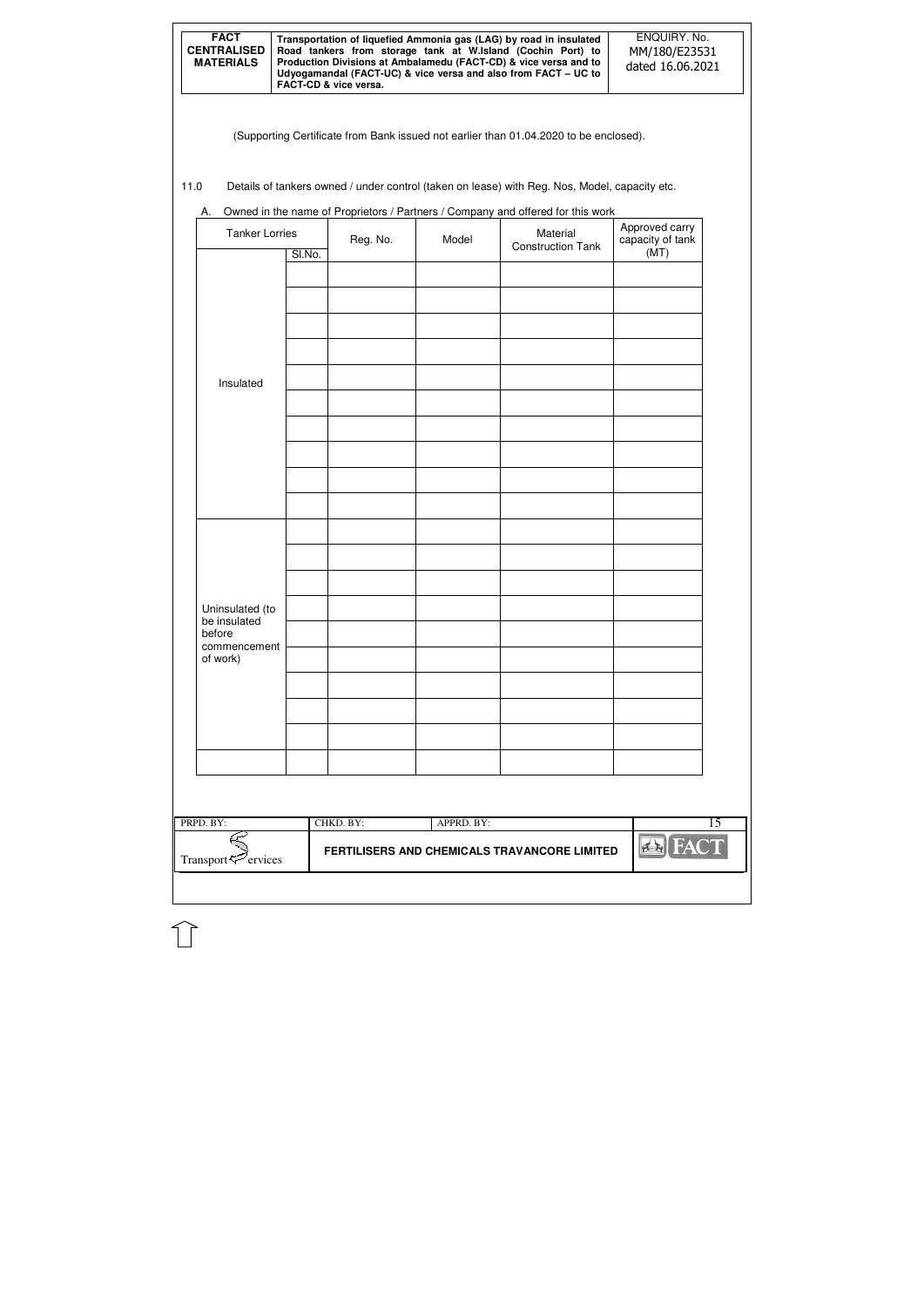(Supporting Certificate from Bank issued not earlier than 01.04.2020 to be enclosed).

11.0 Details of tankers owned / under control (taken on lease) with Reg. Nos, Model, capacity etc.

A. Owned in the name of Proprietors / Partners / Company and offered for this work

| Tanker Lorries | Sl.No. | Reg. No. | Model | Material Construction Tank | Approved carry capacity of tank (MT) |
|---|---|---|---|---|---|
| Insulated | | | | | |
| | | | | | |
| | | | | | |
| | | | | | |
| | | | | | |
| | | | | | |
| | | | | | |
| | | | | | |
| | | | | | |
| | | | | | |
| Uninsulated (to be insulated before commencement of work) | | | | | |
| | | | | | |
| | | | | | |
| | | | | | |
| | | | | | |
| | | | | | |
| | | | | | |
| | | | | | |
| | | | | | |
| | | | | | |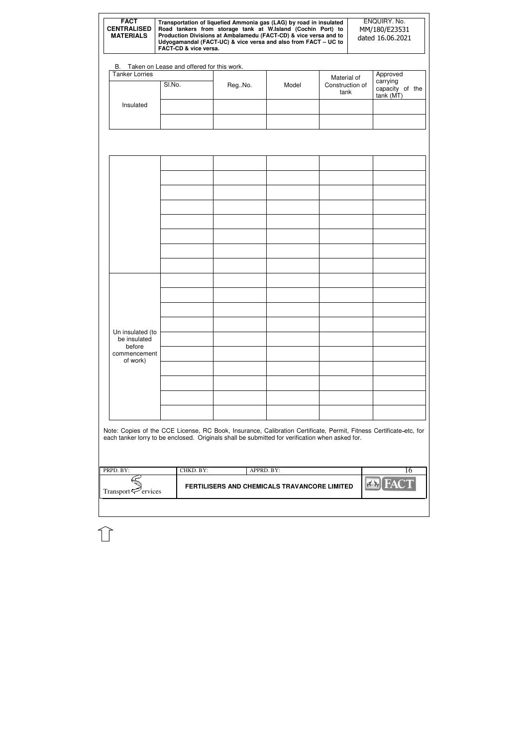B. Taken on Lease and offered for this work.

| Tanker Lorries | Sl.No. | Reg..No. | Model | Material of Construction of tank | Approved carrying capacity of the tank (MT) |
|---|---|---|---|---|---|
| Insulated | | | | | |
| | | | | | |
| | | | | | |
| | | | | | |
| | | | | | |
| | | | | | |
| | | | | | |
| | | | | | |
| | | | | | |
| | | | | | |
| Un insulated (to be insulated before commencement of work) | | | | | |
| | | | | | |
| | | | | | |
| | | | | | |
| | | | | | |
| | | | | | |
| | | | | | |
| | | | | | |
| | | | | | |
| | | | | | |

Note: Copies of the CCE License, RC Book, Insurance, Calibration Certificate, Permit, Fitness Certificate etc, for each tanker lorry to be enclosed. Originals shall be submitted for verification when asked for.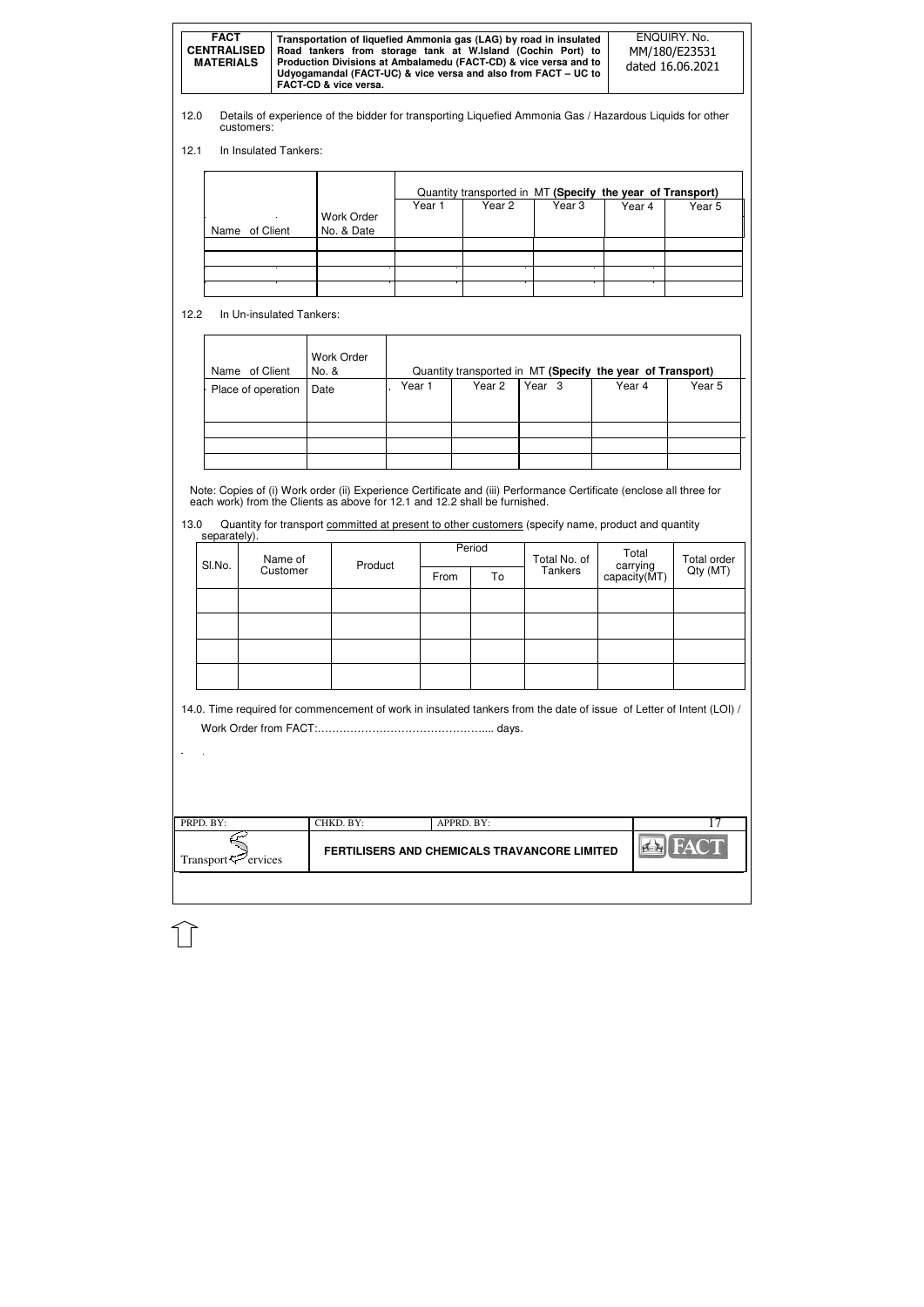12.0 Details of experience of the bidder for transporting Liquefied Ammonia Gas / Hazardous Liquids for other customers:

12.1 In Insulated Tankers:

| Name of Client | Work Order No. & Date | Quantity transported in MT **(Specify the year of Transport)** | | | | |
|---|---|---|---|---|---|---|
| | | Year 1 | Year 2 | Year 3 | Year 4 | Year 5 |
| | | | | | | |
| | | | | | | |
| | | | | | | |
| | | | | | | |

12.2 In Un-insulated Tankers:

| Name of Client | Work Order No. & | Quantity transported in MT **(Specify the year of Transport)** | | | | |
|---|---|---|---|---|---|---|
| Place of operation | Date | Year 1 | Year 2 | Year 3 | Year 4 | Year 5 |
| | | | | | | |
| | | | | | | |
| | | | | | | |

Note: Copies of (i) Work order (ii) Experience Certificate and (iii) Performance Certificate (enclose all three for each work) from the Clients as above for 12.1 and 12.2 shall be furnished.

13.0 Quantity for transport committed at present to other customers (specify name, product and quantity separately).

| Sl.No. | Name of Customer | Product | Period | | Total No. of Tankers | Total carrying capacity(MT) | Total order Qty (MT) |
|---|---|---|---|---|---|---|---|
| | | | From | To | | | |
| | | | | | | | |
| | | | | | | | |
| | | | | | | | |
| | | | | | | | |

14.0. Time required for commencement of work in insulated tankers from the date of issue of Letter of Intent (LOI) / Work Order from FACT:………………………………………….. days.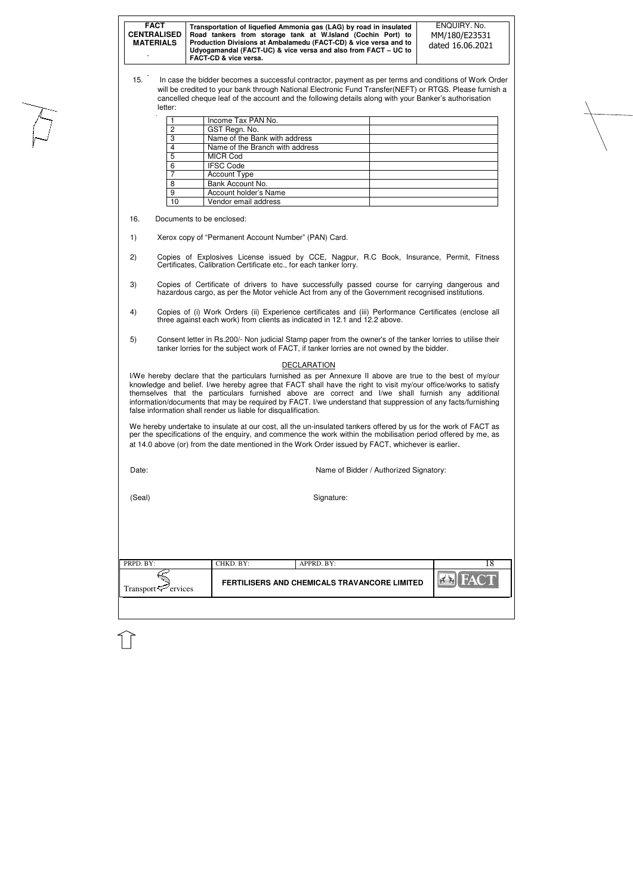15. In case the bidder becomes a successful contractor, payment as per terms and conditions of Work Order will be credited to your bank through National Electronic Fund Transfer(NEFT) or RTGS. Please furnish a cancelled cheque leaf of the account and the following details along with your Banker's authorisation letter:

| | | |
|---|---|---|
| 1 | Income Tax PAN No. | |
| 2 | GST Regn. No. | |
| 3 | Name of the Bank with address | |
| 4 | Name of the Branch with address | |
| 5 | MICR Cod | |
| 6 | IFSC Code | |
| 7 | Account Type | |
| 8 | Bank Account No. | |
| 9 | Account holder's Name | |
| 10 | Vendor email address | |

16. Documents to be enclosed:

1) Xerox copy of "Permanent Account Number" (PAN) Card.

2) Copies of Explosives License issued by CCE, Nagpur, R.C Book, Insurance, Permit, Fitness Certificates, Calibration Certificate etc., for each tanker lorry.

3) Copies of Certificate of drivers to have successfully passed course for carrying dangerous and hazardous cargo, as per the Motor vehicle Act from any of the Government recognised institutions.

4) Copies of (i) Work Orders (ii) Experience certificates and (iii) Performance Certificates (enclose all three against each work) from clients as indicated in 12.1 and 12.2 above.

5) Consent letter in Rs.200/- Non judicial Stamp paper from the owner's of the tanker lorries to utilise their tanker lorries for the subject work of FACT, if tanker lorries are not owned by the bidder.

## DECLARATION

I/We hereby declare that the particulars furnished as per Annexure II above are true to the best of my/our knowledge and belief. I/we hereby agree that FACT shall have the right to visit my/our office/works to satisfy themselves that the particulars furnished above are correct and I/we shall furnish any additional information/documents that may be required by FACT. I/we understand that suppression of any facts/furnishing false information shall render us liable for disqualification.

We hereby undertake to insulate at our cost, all the un-insulated tankers offered by us for the work of FACT as per the specifications of the enquiry, and commence the work within the mobilisation period offered by me, as at 14.0 above (or) from the date mentioned in the Work Order issued by FACT, whichever is earlier.

Date: Name of Bidder / Authorized Signatory:

(Seal) Signature: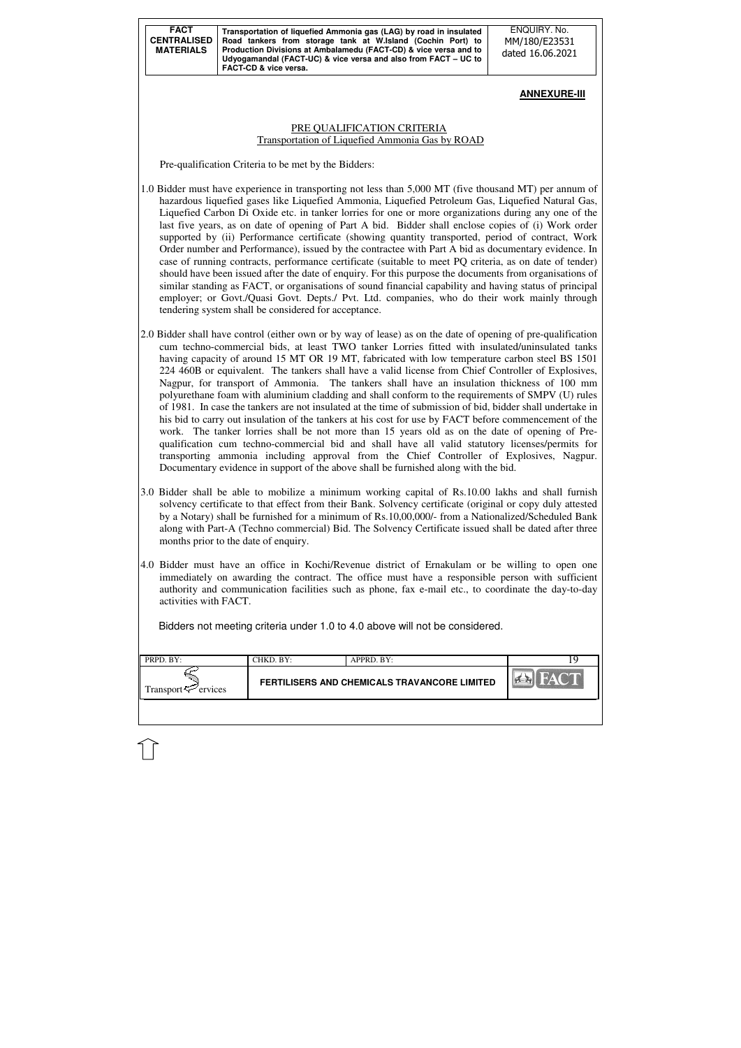**ANNEXURE-III**

## PRE QUALIFICATION CRITERIA
Transportation of Liquefied Ammonia Gas by ROAD

Pre-qualification Criteria to be met by the Bidders:

1.0 Bidder must have experience in transporting not less than 5,000 MT (five thousand MT) per annum of hazardous liquefied gases like Liquefied Ammonia, Liquefied Petroleum Gas, Liquefied Natural Gas, Liquefied Carbon Di Oxide etc. in tanker lorries for one or more organizations during any one of the last five years, as on date of opening of Part A bid. Bidder shall enclose copies of (i) Work order supported by (ii) Performance certificate (showing quantity transported, period of contract, Work Order number and Performance), issued by the contractee with Part A bid as documentary evidence. In case of running contracts, performance certificate (suitable to meet PQ criteria, as on date of tender) should have been issued after the date of enquiry. For this purpose the documents from organisations of similar standing as FACT, or organisations of sound financial capability and having status of principal employer; or Govt./Quasi Govt. Depts./ Pvt. Ltd. companies, who do their work mainly through tendering system shall be considered for acceptance.

2.0 Bidder shall have control (either own or by way of lease) as on the date of opening of pre-qualification cum techno-commercial bids, at least TWO tanker Lorries fitted with insulated/uninsulated tanks having capacity of around 15 MT OR 19 MT, fabricated with low temperature carbon steel BS 1501 224 460B or equivalent. The tankers shall have a valid license from Chief Controller of Explosives, Nagpur, for transport of Ammonia. The tankers shall have an insulation thickness of 100 mm polyurethane foam with aluminium cladding and shall conform to the requirements of SMPV (U) rules of 1981. In case the tankers are not insulated at the time of submission of bid, bidder shall undertake in his bid to carry out insulation of the tankers at his cost for use by FACT before commencement of the work. The tanker lorries shall be not more than 15 years old as on the date of opening of Pre-qualification cum techno-commercial bid and shall have all valid statutory licenses/permits for transporting ammonia including approval from the Chief Controller of Explosives, Nagpur. Documentary evidence in support of the above shall be furnished along with the bid.

3.0 Bidder shall be able to mobilize a minimum working capital of Rs.10.00 lakhs and shall furnish solvency certificate to that effect from their Bank. Solvency certificate (original or copy duly attested by a Notary) shall be furnished for a minimum of Rs.10,00,000/- from a Nationalized/Scheduled Bank along with Part-A (Techno commercial) Bid. The Solvency Certificate issued shall be dated after three months prior to the date of enquiry.

4.0 Bidder must have an office in Kochi/Revenue district of Ernakulam or be willing to open one immediately on awarding the contract. The office must have a responsible person with sufficient authority and communication facilities such as phone, fax e-mail etc., to coordinate the day-to-day activities with FACT.

Bidders not meeting criteria under 1.0 to 4.0 above will not be considered.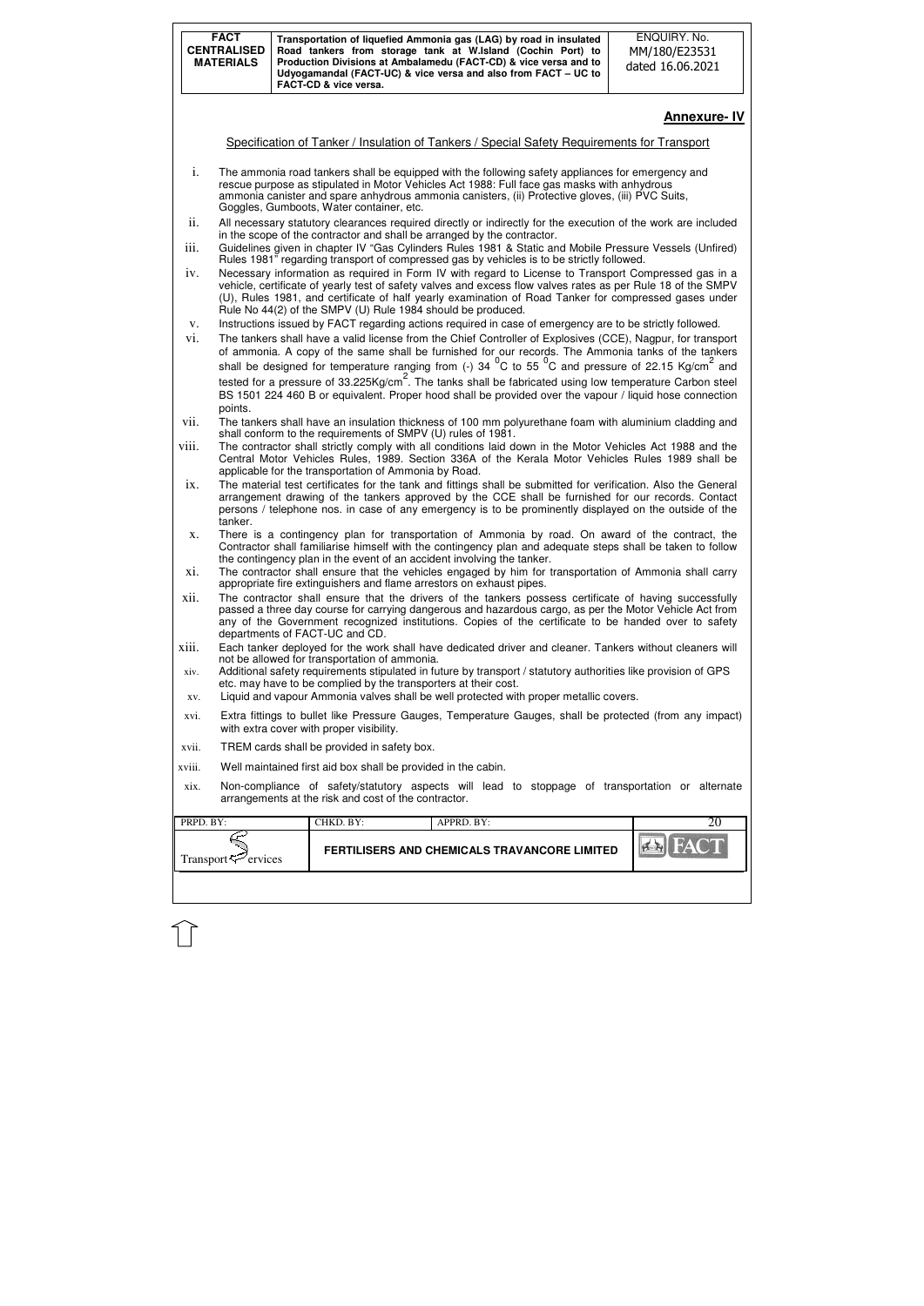## Annexure- IV

Specification of Tanker / Insulation of Tankers / Special Safety Requirements for Transport

i. The ammonia road tankers shall be equipped with the following safety appliances for emergency and rescue purpose as stipulated in Motor Vehicles Act 1988: Full face gas masks with anhydrous ammonia canister and spare anhydrous ammonia canisters, (ii) Protective gloves, (iii) PVC Suits, Goggles, Gumboots, Water container, etc.

ii. All necessary statutory clearances required directly or indirectly for the execution of the work are included in the scope of the contractor and shall be arranged by the contractor.

iii. Guidelines given in chapter IV "Gas Cylinders Rules 1981 & Static and Mobile Pressure Vessels (Unfired) Rules 1981" regarding transport of compressed gas by vehicles is to be strictly followed.

iv. Necessary information as required in Form IV with regard to License to Transport Compressed gas in a vehicle, certificate of yearly test of safety valves and excess flow valves rates as per Rule 18 of the SMPV (U), Rules 1981, and certificate of half yearly examination of Road Tanker for compressed gases under Rule No 44(2) of the SMPV (U) Rule 1984 should be produced.

v. Instructions issued by FACT regarding actions required in case of emergency are to be strictly followed.

vi. The tankers shall have a valid license from the Chief Controller of Explosives (CCE), Nagpur, for transport of ammonia. A copy of the same shall be furnished for our records. The Ammonia tanks of the tankers shall be designed for temperature ranging from (-) 34 $^{0}$C to 55 $^{0}$C and pressure of 22.15 Kg/cm$^{2}$ and tested for a pressure of 33.225Kg/cm$^{2}$. The tanks shall be fabricated using low temperature Carbon steel BS 1501 224 460 B or equivalent. Proper hood shall be provided over the vapour / liquid hose connection points.

vii. The tankers shall have an insulation thickness of 100 mm polyurethane foam with aluminium cladding and shall conform to the requirements of SMPV (U) rules of 1981.

viii. The contractor shall strictly comply with all conditions laid down in the Motor Vehicles Act 1988 and the Central Motor Vehicles Rules, 1989. Section 336A of the Kerala Motor Vehicles Rules 1989 shall be applicable for the transportation of Ammonia by Road.

ix. The material test certificates for the tank and fittings shall be submitted for verification. Also the General arrangement drawing of the tankers approved by the CCE shall be furnished for our records. Contact persons / telephone nos. in case of any emergency is to be prominently displayed on the outside of the tanker.

x. There is a contingency plan for transportation of Ammonia by road. On award of the contract, the Contractor shall familiarise himself with the contingency plan and adequate steps shall be taken to follow the contingency plan in the event of an accident involving the tanker.

xi. The contractor shall ensure that the vehicles engaged by him for transportation of Ammonia shall carry appropriate fire extinguishers and flame arrestors on exhaust pipes.

xii. The contractor shall ensure that the drivers of the tankers possess certificate of having successfully passed a three day course for carrying dangerous and hazardous cargo, as per the Motor Vehicle Act from any of the Government recognized institutions. Copies of the certificate to be handed over to safety departments of FACT-UC and CD.

xiii. Each tanker deployed for the work shall have dedicated driver and cleaner. Tankers without cleaners will not be allowed for transportation of ammonia.

xiv. Additional safety requirements stipulated in future by transport / statutory authorities like provision of GPS etc. may have to be complied by the transporters at their cost.

xv. Liquid and vapour Ammonia valves shall be well protected with proper metallic covers.

xvi. Extra fittings to bullet like Pressure Gauges, Temperature Gauges, shall be protected (from any impact) with extra cover with proper visibility.

xvii. TREM cards shall be provided in safety box.

xviii. Well maintained first aid box shall be provided in the cabin.

xix. Non-compliance of safety/statutory aspects will lead to stoppage of transportation or alternate arrangements at the risk and cost of the contractor.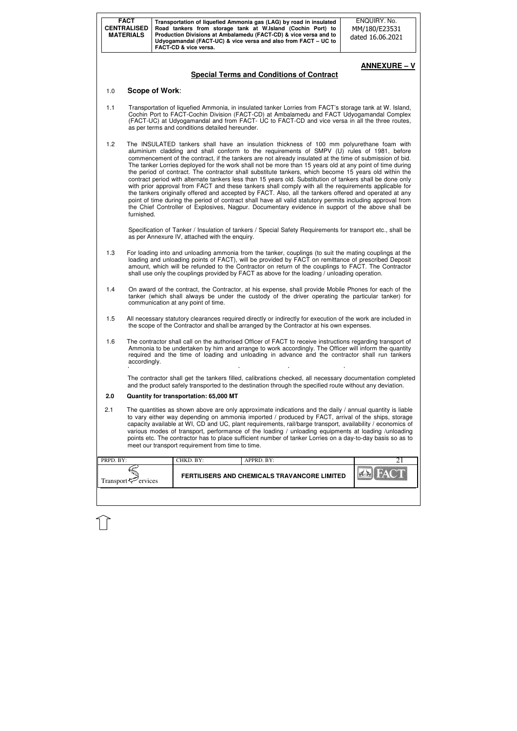## ANNEXURE – V

## Special Terms and Conditions of Contract

### 1.0 Scope of Work:

1.1 Transportation of liquefied Ammonia, in insulated tanker Lorries from FACT's storage tank at W. Island, Cochin Port to FACT-Cochin Division (FACT-CD) at Ambalamedu and FACT Udyogamandal Complex (FACT-UC) at Udyogamandal and from FACT- UC to FACT-CD and vice versa in all the three routes, as per terms and conditions detailed hereunder.

1.2 The INSULATED tankers shall have an insulation thickness of 100 mm polyurethane foam with aluminium cladding and shall conform to the requirements of SMPV (U) rules of 1981, before commencement of the contract, if the tankers are not already insulated at the time of submission of bid. The tanker Lorries deployed for the work shall not be more than 15 years old at any point of time during the period of contract. The contractor shall substitute tankers, which become 15 years old within the contract period with alternate tankers less than 15 years old. Substitution of tankers shall be done only with prior approval from FACT and these tankers shall comply with all the requirements applicable for the tankers originally offered and accepted by FACT. Also, all the tankers offered and operated at any point of time during the period of contract shall have all valid statutory permits including approval from the Chief Controller of Explosives, Nagpur. Documentary evidence in support of the above shall be furnished.

Specification of Tanker / Insulation of tankers / Special Safety Requirements for transport etc., shall be as per Annexure IV, attached with the enquiry.

1.3 For loading into and unloading ammonia from the tanker, couplings (to suit the mating couplings at the loading and unloading points of FACT), will be provided by FACT on remittance of prescribed Deposit amount, which will be refunded to the Contractor on return of the couplings to FACT. The Contractor shall use only the couplings provided by FACT as above for the loading / unloading operation.

1.4 On award of the contract, the Contractor, at his expense, shall provide Mobile Phones for each of the tanker (which shall always be under the custody of the driver operating the particular tanker) for communication at any point of time.

1.5 All necessary statutory clearances required directly or indirectly for execution of the work are included in the scope of the Contractor and shall be arranged by the Contractor at his own expenses.

1.6 The contractor shall call on the authorised Officer of FACT to receive instructions regarding transport of Ammonia to be undertaken by him and arrange to work accordingly. The Officer will inform the quantity required and the time of loading and unloading in advance and the contractor shall run tankers accordingly.

The contractor shall get the tankers filled, calibrations checked, all necessary documentation completed and the product safely transported to the destination through the specified route without any deviation.

### 2.0 Quantity for transportation: 65,000 MT

2.1 The quantities as shown above are only approximate indications and the daily / annual quantity is liable to vary either way depending on ammonia imported / produced by FACT, arrival of the ships, storage capacity available at WI, CD and UC, plant requirements, rail/barge transport, availability / economics of various modes of transport, performance of the loading / unloading equipments at loading /unloading points etc. The contractor has to place sufficient number of tanker Lorries on a day-to-day basis so as to meet our transport requirement from time to time.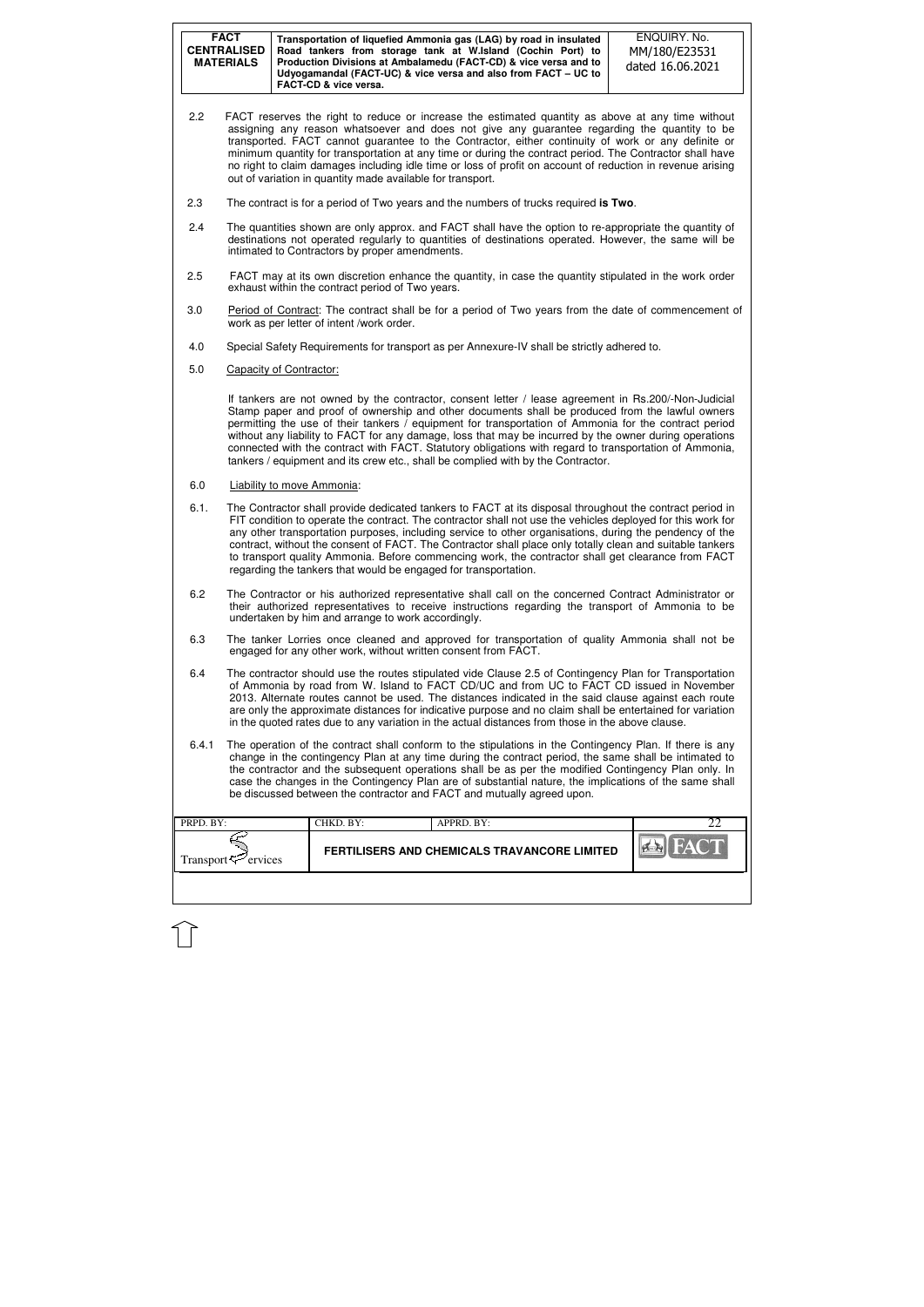2.2 FACT reserves the right to reduce or increase the estimated quantity as above at any time without assigning any reason whatsoever and does not give any guarantee regarding the quantity to be transported. FACT cannot guarantee to the Contractor, either continuity of work or any definite or minimum quantity for transportation at any time or during the contract period. The Contractor shall have no right to claim damages including idle time or loss of profit on account of reduction in revenue arising out of variation in quantity made available for transport.

2.3 The contract is for a period of Two years and the numbers of trucks required **is Two**.

2.4 The quantities shown are only approx. and FACT shall have the option to re-appropriate the quantity of destinations not operated regularly to quantities of destinations operated. However, the same will be intimated to Contractors by proper amendments.

2.5 FACT may at its own discretion enhance the quantity, in case the quantity stipulated in the work order exhaust within the contract period of Two years.

3.0 Period of Contract: The contract shall be for a period of Two years from the date of commencement of work as per letter of intent /work order.

4.0 Special Safety Requirements for transport as per Annexure-IV shall be strictly adhered to.

5.0 Capacity of Contractor:

If tankers are not owned by the contractor, consent letter / lease agreement in Rs.200/-Non-Judicial Stamp paper and proof of ownership and other documents shall be produced from the lawful owners permitting the use of their tankers / equipment for transportation of Ammonia for the contract period without any liability to FACT for any damage, loss that may be incurred by the owner during operations connected with the contract with FACT. Statutory obligations with regard to transportation of Ammonia, tankers / equipment and its crew etc., shall be complied with by the Contractor.

6.0 Liability to move Ammonia:

6.1. The Contractor shall provide dedicated tankers to FACT at its disposal throughout the contract period in FIT condition to operate the contract. The contractor shall not use the vehicles deployed for this work for any other transportation purposes, including service to other organisations, during the pendency of the contract, without the consent of FACT. The Contractor shall place only totally clean and suitable tankers to transport quality Ammonia. Before commencing work, the contractor shall get clearance from FACT regarding the tankers that would be engaged for transportation.

6.2 The Contractor or his authorized representative shall call on the concerned Contract Administrator or their authorized representatives to receive instructions regarding the transport of Ammonia to be undertaken by him and arrange to work accordingly.

6.3 The tanker Lorries once cleaned and approved for transportation of quality Ammonia shall not be engaged for any other work, without written consent from FACT.

6.4 The contractor should use the routes stipulated vide Clause 2.5 of Contingency Plan for Transportation of Ammonia by road from W. Island to FACT CD/UC and from UC to FACT CD issued in November 2013. Alternate routes cannot be used. The distances indicated in the said clause against each route are only the approximate distances for indicative purpose and no claim shall be entertained for variation in the quoted rates due to any variation in the actual distances from those in the above clause.

6.4.1 The operation of the contract shall conform to the stipulations in the Contingency Plan. If there is any change in the contingency Plan at any time during the contract period, the same shall be intimated to the contractor and the subsequent operations shall be as per the modified Contingency Plan only. In case the changes in the Contingency Plan are of substantial nature, the implications of the same shall be discussed between the contractor and FACT and mutually agreed upon.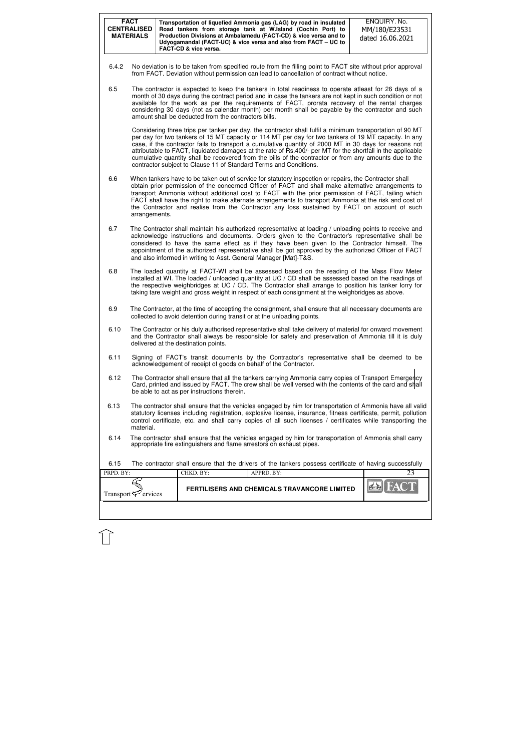6.4.2 No deviation is to be taken from specified route from the filling point to FACT site without prior approval from FACT. Deviation without permission can lead to cancellation of contract without notice.

6.5 The contractor is expected to keep the tankers in total readiness to operate atleast for 26 days of a month of 30 days during the contract period and in case the tankers are not kept in such condition or not available for the work as per the requirements of FACT, prorata recovery of the rental charges considering 30 days (not as calendar month) per month shall be payable by the contractor and such amount shall be deducted from the contractors bills.

Considering three trips per tanker per day, the contractor shall fulfil a minimum transportation of 90 MT per day for two tankers of 15 MT capacity or 114 MT per day for two tankers of 19 MT capacity. In any case, if the contractor fails to transport a cumulative quantity of 2000 MT in 30 days for reasons not attributable to FACT, liquidated damages at the rate of Rs.400/- per MT for the shortfall in the applicable cumulative quantity shall be recovered from the bills of the contractor or from any amounts due to the contractor subject to Clause 11 of Standard Terms and Conditions.

6.6 When tankers have to be taken out of service for statutory inspection or repairs, the Contractor shall obtain prior permission of the concerned Officer of FACT and shall make alternative arrangements to transport Ammonia without additional cost to FACT with the prior permission of FACT, failing which FACT shall have the right to make alternate arrangements to transport Ammonia at the risk and cost of the Contractor and realise from the Contractor any loss sustained by FACT on account of such arrangements.

6.7 The Contractor shall maintain his authorized representative at loading / unloading points to receive and acknowledge instructions and documents. Orders given to the Contractor's representative shall be considered to have the same effect as if they have been given to the Contractor himself. The appointment of the authorized representative shall be got approved by the authorized Officer of FACT and also informed in writing to Asst. General Manager [Mat]-T&S.

6.8 The loaded quantity at FACT-WI shall be assessed based on the reading of the Mass Flow Meter installed at WI. The loaded / unloaded quantity at UC / CD shall be assessed based on the readings of the respective weighbridges at UC / CD. The Contractor shall arrange to position his tanker lorry for taking tare weight and gross weight in respect of each consignment at the weighbridges as above.

6.9 The Contractor, at the time of accepting the consignment, shall ensure that all necessary documents are collected to avoid detention during transit or at the unloading points.

6.10 The Contractor or his duly authorised representative shall take delivery of material for onward movement and the Contractor shall always be responsible for safety and preservation of Ammonia till it is duly delivered at the destination points.

6.11 Signing of FACT's transit documents by the Contractor's representative shall be deemed to be acknowledgement of receipt of goods on behalf of the Contractor.

6.12 The Contractor shall ensure that all the tankers carrying Ammonia carry copies of Transport Emergency Card, printed and issued by FACT. The crew shall be well versed with the contents of the card and shall be able to act as per instructions therein.

6.13 The contractor shall ensure that the vehicles engaged by him for transportation of Ammonia have all valid statutory licenses including registration, explosive license, insurance, fitness certificate, permit, pollution control certificate, etc. and shall carry copies of all such licenses / certificates while transporting the material.

6.14 The contractor shall ensure that the vehicles engaged by him for transportation of Ammonia shall carry appropriate fire extinguishers and flame arrestors on exhaust pipes.

6.15 The contractor shall ensure that the drivers of the tankers possess certificate of having successfully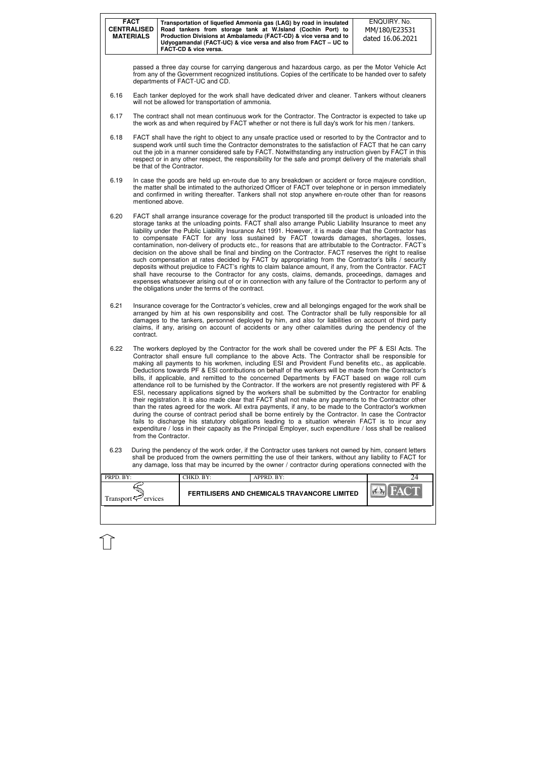passed a three day course for carrying dangerous and hazardous cargo, as per the Motor Vehicle Act from any of the Government recognized institutions. Copies of the certificate to be handed over to safety departments of FACT-UC and CD.

6.16 Each tanker deployed for the work shall have dedicated driver and cleaner. Tankers without cleaners will not be allowed for transportation of ammonia.

6.17 The contract shall not mean continuous work for the Contractor. The Contractor is expected to take up the work as and when required by FACT whether or not there is full day's work for his men / tankers.

6.18 FACT shall have the right to object to any unsafe practice used or resorted to by the Contractor and to suspend work until such time the Contractor demonstrates to the satisfaction of FACT that he can carry out the job in a manner considered safe by FACT. Notwithstanding any instruction given by FACT in this respect or in any other respect, the responsibility for the safe and prompt delivery of the materials shall be that of the Contractor.

6.19 In case the goods are held up en-route due to any breakdown or accident or force majeure condition, the matter shall be intimated to the authorized Officer of FACT over telephone or in person immediately and confirmed in writing thereafter. Tankers shall not stop anywhere en-route other than for reasons mentioned above.

6.20 FACT shall arrange insurance coverage for the product transported till the product is unloaded into the storage tanks at the unloading points. FACT shall also arrange Public Liability Insurance to meet any liability under the Public Liability Insurance Act 1991. However, it is made clear that the Contractor has to compensate FACT for any loss sustained by FACT towards damages, shortages, losses, contamination, non-delivery of products etc., for reasons that are attributable to the Contractor. FACT's decision on the above shall be final and binding on the Contractor. FACT reserves the right to realise such compensation at rates decided by FACT by appropriating from the Contractor's bills / security deposits without prejudice to FACT's rights to claim balance amount, if any, from the Contractor. FACT shall have recourse to the Contractor for any costs, claims, demands, proceedings, damages and expenses whatsoever arising out of or in connection with any failure of the Contractor to perform any of the obligations under the terms of the contract.

6.21 Insurance coverage for the Contractor's vehicles, crew and all belongings engaged for the work shall be arranged by him at his own responsibility and cost. The Contractor shall be fully responsible for all damages to the tankers, personnel deployed by him, and also for liabilities on account of third party claims, if any, arising on account of accidents or any other calamities during the pendency of the contract.

6.22 The workers deployed by the Contractor for the work shall be covered under the PF & ESI Acts. The Contractor shall ensure full compliance to the above Acts. The Contractor shall be responsible for making all payments to his workmen, including ESI and Provident Fund benefits etc., as applicable. Deductions towards PF & ESI contributions on behalf of the workers will be made from the Contractor's bills, if applicable, and remitted to the concerned Departments by FACT based on wage roll cum attendance roll to be furnished by the Contractor. If the workers are not presently registered with PF & ESI, necessary applications signed by the workers shall be submitted by the Contractor for enabling their registration. It is also made clear that FACT shall not make any payments to the Contractor other than the rates agreed for the work. All extra payments, if any, to be made to the Contractor's workmen during the course of contract period shall be borne entirely by the Contractor. In case the Contractor fails to discharge his statutory obligations leading to a situation wherein FACT is to incur any expenditure / loss in their capacity as the Principal Employer, such expenditure / loss shall be realised from the Contractor.

6.23 During the pendency of the work order, if the Contractor uses tankers not owned by him, consent letters shall be produced from the owners permitting the use of their tankers, without any liability to FACT for any damage, loss that may be incurred by the owner / contractor during operations connected with the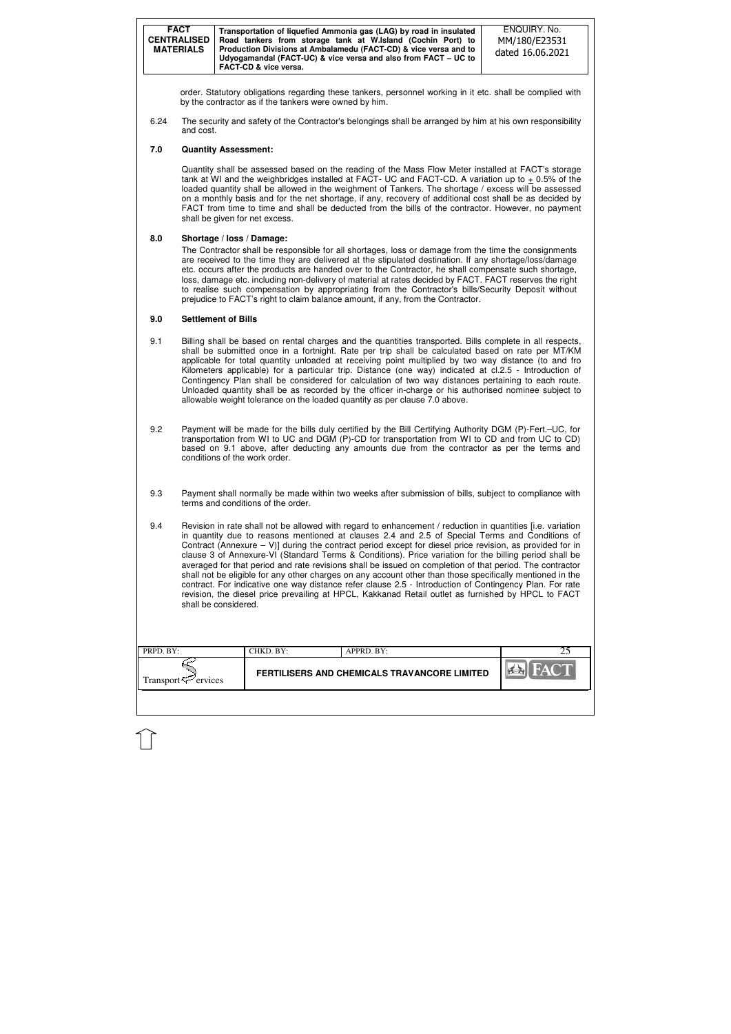order. Statutory obligations regarding these tankers, personnel working in it etc. shall be complied with by the contractor as if the tankers were owned by him.

6.24 The security and safety of the Contractor's belongings shall be arranged by him at his own responsibility and cost.

## 7.0 Quantity Assessment:

Quantity shall be assessed based on the reading of the Mass Flow Meter installed at FACT's storage tank at WI and the weighbridges installed at FACT- UC and FACT-CD. A variation up to $\pm$ 0.5% of the loaded quantity shall be allowed in the weighment of Tankers. The shortage / excess will be assessed on a monthly basis and for the net shortage, if any, recovery of additional cost shall be as decided by FACT from time to time and shall be deducted from the bills of the contractor. However, no payment shall be given for net excess.

## 8.0 Shortage / loss / Damage:

The Contractor shall be responsible for all shortages, loss or damage from the time the consignments are received to the time they are delivered at the stipulated destination. If any shortage/loss/damage etc. occurs after the products are handed over to the Contractor, he shall compensate such shortage, loss, damage etc. including non-delivery of material at rates decided by FACT. FACT reserves the right to realise such compensation by appropriating from the Contractor's bills/Security Deposit without prejudice to FACT's right to claim balance amount, if any, from the Contractor.

## 9.0 Settlement of Bills

9.1 Billing shall be based on rental charges and the quantities transported. Bills complete in all respects, shall be submitted once in a fortnight. Rate per trip shall be calculated based on rate per MT/KM applicable for total quantity unloaded at receiving point multiplied by two way distance (to and fro Kilometers applicable) for a particular trip. Distance (one way) indicated at cl.2.5 - Introduction of Contingency Plan shall be considered for calculation of two way distances pertaining to each route. Unloaded quantity shall be as recorded by the officer in-charge or his authorised nominee subject to allowable weight tolerance on the loaded quantity as per clause 7.0 above.

9.2 Payment will be made for the bills duly certified by the Bill Certifying Authority DGM (P)-Fert.–UC, for transportation from WI to UC and DGM (P)-CD for transportation from WI to CD and from UC to CD) based on 9.1 above, after deducting any amounts due from the contractor as per the terms and conditions of the work order.

9.3 Payment shall normally be made within two weeks after submission of bills, subject to compliance with terms and conditions of the order.

9.4 Revision in rate shall not be allowed with regard to enhancement / reduction in quantities [i.e. variation in quantity due to reasons mentioned at clauses 2.4 and 2.5 of Special Terms and Conditions of Contract (Annexure – V)] during the contract period except for diesel price revision, as provided for in clause 3 of Annexure-VI (Standard Terms & Conditions). Price variation for the billing period shall be averaged for that period and rate revisions shall be issued on completion of that period. The contractor shall not be eligible for any other charges on any account other than those specifically mentioned in the contract. For indicative one way distance refer clause 2.5 - Introduction of Contingency Plan. For rate revision, the diesel price prevailing at HPCL, Kakkanad Retail outlet as furnished by HPCL to FACT shall be considered.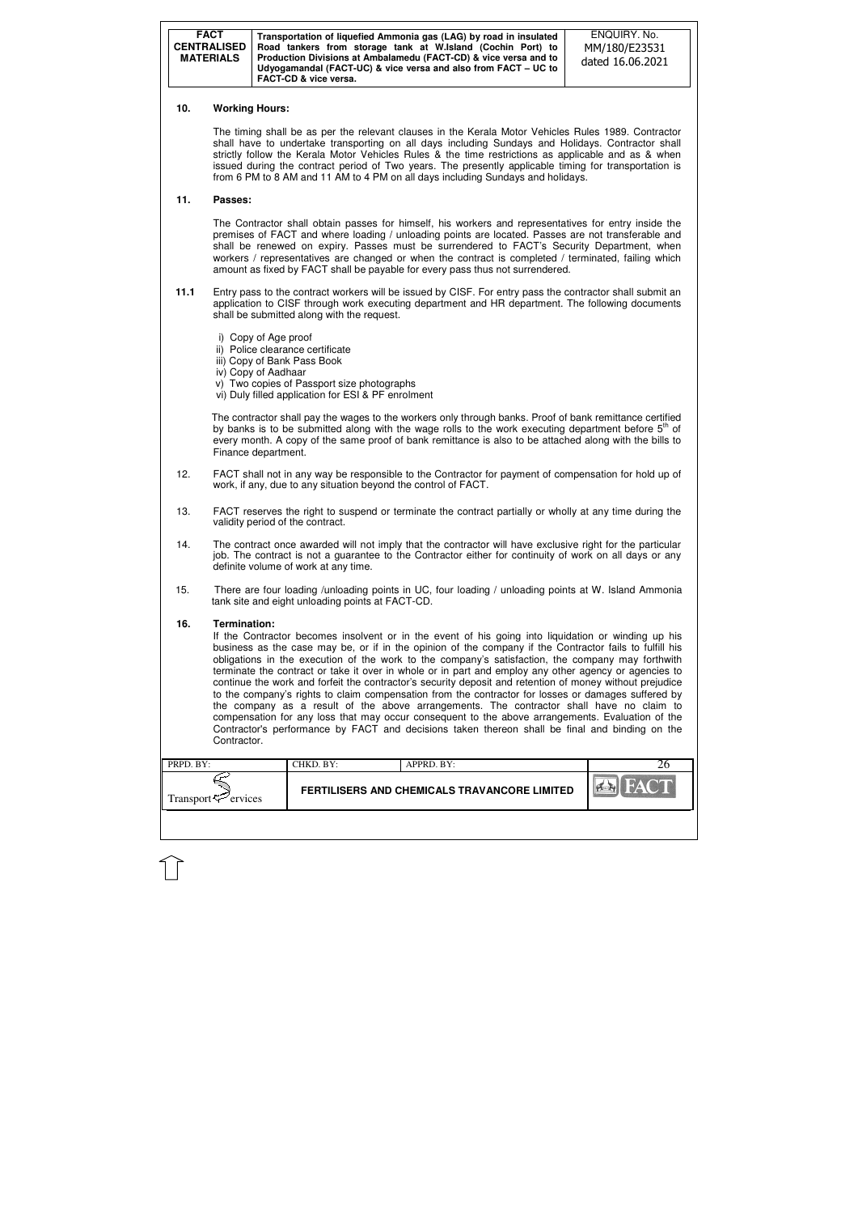## 10. Working Hours:

The timing shall be as per the relevant clauses in the Kerala Motor Vehicles Rules 1989. Contractor shall have to undertake transporting on all days including Sundays and Holidays. Contractor shall strictly follow the Kerala Motor Vehicles Rules & the time restrictions as applicable and as & when issued during the contract period of Two years. The presently applicable timing for transportation is from 6 PM to 8 AM and 11 AM to 4 PM on all days including Sundays and holidays.

## 11. Passes:

The Contractor shall obtain passes for himself, his workers and representatives for entry inside the premises of FACT and where loading / unloading points are located. Passes are not transferable and shall be renewed on expiry. Passes must be surrendered to FACT's Security Department, when workers / representatives are changed or when the contract is completed / terminated, failing which amount as fixed by FACT shall be payable for every pass thus not surrendered.

**11.1** Entry pass to the contract workers will be issued by CISF. For entry pass the contractor shall submit an application to CISF through work executing department and HR department. The following documents shall be submitted along with the request.

i) Copy of Age proof
ii) Police clearance certificate
iii) Copy of Bank Pass Book
iv) Copy of Aadhaar
v) Two copies of Passport size photographs
vi) Duly filled application for ESI & PF enrolment

The contractor shall pay the wages to the workers only through banks. Proof of bank remittance certified by banks is to be submitted along with the wage rolls to the work executing department before 5th of every month. A copy of the same proof of bank remittance is also to be attached along with the bills to Finance department.

12. FACT shall not in any way be responsible to the Contractor for payment of compensation for hold up of work, if any, due to any situation beyond the control of FACT.

13. FACT reserves the right to suspend or terminate the contract partially or wholly at any time during the validity period of the contract.

14. The contract once awarded will not imply that the contractor will have exclusive right for the particular job. The contract is not a guarantee to the Contractor either for continuity of work on all days or any definite volume of work at any time.

15. There are four loading /unloading points in UC, four loading / unloading points at W. Island Ammonia tank site and eight unloading points at FACT-CD.

## 16. Termination:

If the Contractor becomes insolvent or in the event of his going into liquidation or winding up his business as the case may be, or if in the opinion of the company if the Contractor fails to fulfill his obligations in the execution of the work to the company's satisfaction, the company may forthwith terminate the contract or take it over in whole or in part and employ any other agency or agencies to continue the work and forfeit the contractor's security deposit and retention of money without prejudice to the company's rights to claim compensation from the contractor for losses or damages suffered by the company as a result of the above arrangements. The contractor shall have no claim to compensation for any loss that may occur consequent to the above arrangements. Evaluation of the Contractor's performance by FACT and decisions taken thereon shall be final and binding on the Contractor.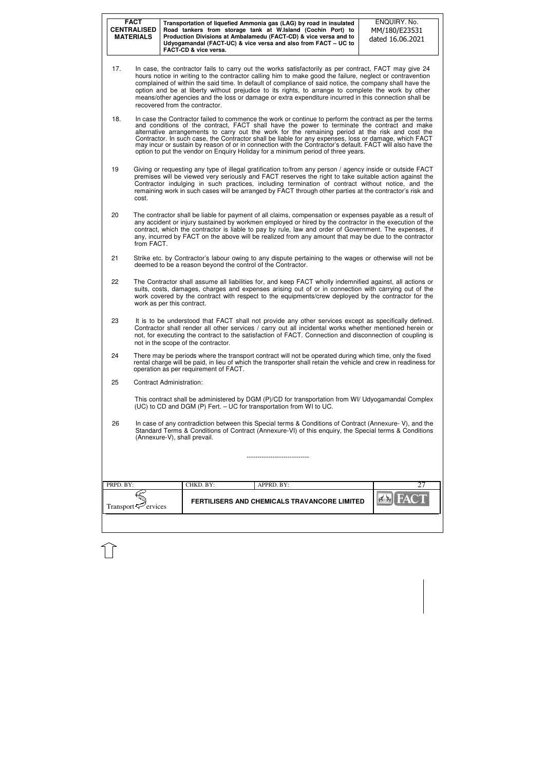17. In case, the contractor fails to carry out the works satisfactorily as per contract, FACT may give 24 hours notice in writing to the contractor calling him to make good the failure, neglect or contravention complained of within the said time. In default of compliance of said notice, the company shall have the option and be at liberty without prejudice to its rights, to arrange to complete the work by other means/other agencies and the loss or damage or extra expenditure incurred in this connection shall be recovered from the contractor.

18. In case the Contractor failed to commence the work or continue to perform the contract as per the terms and conditions of the contract, FACT shall have the power to terminate the contract and make alternative arrangements to carry out the work for the remaining period at the risk and cost the Contractor. In such case, the Contractor shall be liable for any expenses, loss or damage, which FACT may incur or sustain by reason of or in connection with the Contractor's default. FACT will also have the option to put the vendor on Enquiry Holiday for a minimum period of three years.

19 Giving or requesting any type of illegal gratification to/from any person / agency inside or outside FACT premises will be viewed very seriously and FACT reserves the right to take suitable action against the Contractor indulging in such practices, including termination of contract without notice, and the remaining work in such cases will be arranged by FACT through other parties at the contractor's risk and cost.

20 The contractor shall be liable for payment of all claims, compensation or expenses payable as a result of any accident or injury sustained by workmen employed or hired by the contractor in the execution of the contract, which the contractor is liable to pay by rule, law and order of Government. The expenses, if any, incurred by FACT on the above will be realized from any amount that may be due to the contractor from FACT.

21 Strike etc. by Contractor's labour owing to any dispute pertaining to the wages or otherwise will not be deemed to be a reason beyond the control of the Contractor.

22 The Contractor shall assume all liabilities for, and keep FACT wholly indemnified against, all actions or suits, costs, damages, charges and expenses arising out of or in connection with carrying out of the work covered by the contract with respect to the equipments/crew deployed by the contractor for the work as per this contract.

23 It is to be understood that FACT shall not provide any other services except as specifically defined. Contractor shall render all other services / carry out all incidental works whether mentioned herein or not, for executing the contract to the satisfaction of FACT. Connection and disconnection of coupling is not in the scope of the contractor.

24 There may be periods where the transport contract will not be operated during which time, only the fixed rental charge will be paid, in lieu of which the transporter shall retain the vehicle and crew in readiness for operation as per requirement of FACT.

25 Contract Administration:

This contract shall be administered by DGM (P)/CD for transportation from WI/ Udyogamandal Complex (UC) to CD and DGM (P) Fert. – UC for transportation from WI to UC.

26 In case of any contradiction between this Special terms & Conditions of Contract (Annexure- V), and the Standard Terms & Conditions of Contract (Annexure-VI) of this enquiry, the Special terms & Conditions (Annexure-V), shall prevail.

-----------------------------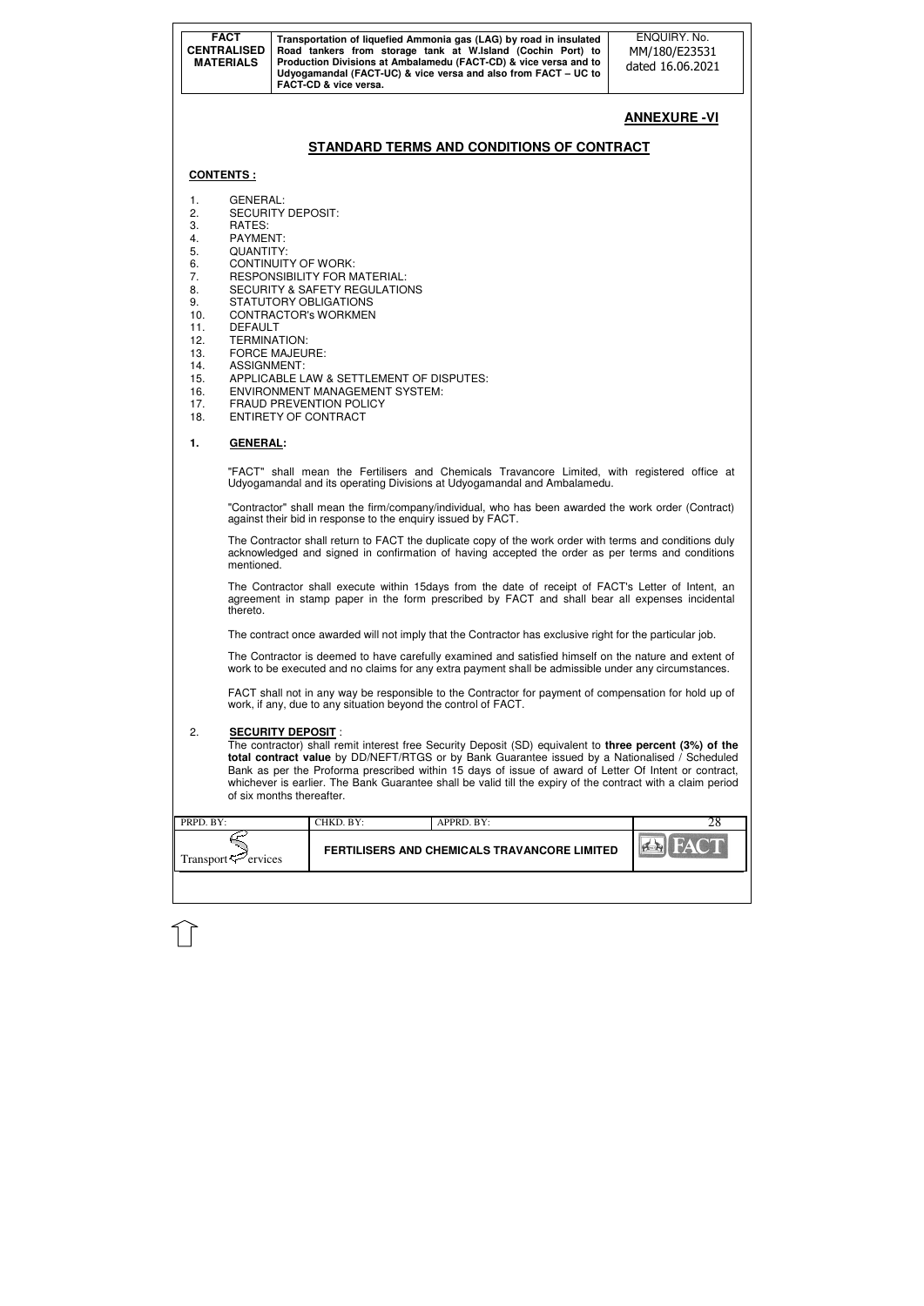## ANNEXURE -VI

## STANDARD TERMS AND CONDITIONS OF CONTRACT

**CONTENTS :**

1. GENERAL:
2. SECURITY DEPOSIT:
3. RATES:
4. PAYMENT:
5. QUANTITY:
6. CONTINUITY OF WORK:
7. RESPONSIBILITY FOR MATERIAL:
8. SECURITY & SAFETY REGULATIONS
9. STATUTORY OBLIGATIONS
10. CONTRACTOR's WORKMEN
11. DEFAULT
12. TERMINATION:
13. FORCE MAJEURE:
14. ASSIGNMENT:
15. APPLICABLE LAW & SETTLEMENT OF DISPUTES:
16. ENVIRONMENT MANAGEMENT SYSTEM:
17. FRAUD PREVENTION POLICY
18. ENTIRETY OF CONTRACT

### 1. GENERAL:

"FACT" shall mean the Fertilisers and Chemicals Travancore Limited, with registered office at Udyogamandal and its operating Divisions at Udyogamandal and Ambalamedu.

"Contractor" shall mean the firm/company/individual, who has been awarded the work order (Contract) against their bid in response to the enquiry issued by FACT.

The Contractor shall return to FACT the duplicate copy of the work order with terms and conditions duly acknowledged and signed in confirmation of having accepted the order as per terms and conditions mentioned.

The Contractor shall execute within 15days from the date of receipt of FACT's Letter of Intent, an agreement in stamp paper in the form prescribed by FACT and shall bear all expenses incidental thereto.

The contract once awarded will not imply that the Contractor has exclusive right for the particular job.

The Contractor is deemed to have carefully examined and satisfied himself on the nature and extent of work to be executed and no claims for any extra payment shall be admissible under any circumstances.

FACT shall not in any way be responsible to the Contractor for payment of compensation for hold up of work, if any, due to any situation beyond the control of FACT.

### 2. SECURITY DEPOSIT :

The contractor) shall remit interest free Security Deposit (SD) equivalent to **three percent (3%) of the total contract value** by DD/NEFT/RTGS or by Bank Guarantee issued by a Nationalised / Scheduled Bank as per the Proforma prescribed within 15 days of issue of award of Letter Of Intent or contract, whichever is earlier. The Bank Guarantee shall be valid till the expiry of the contract with a claim period of six months thereafter.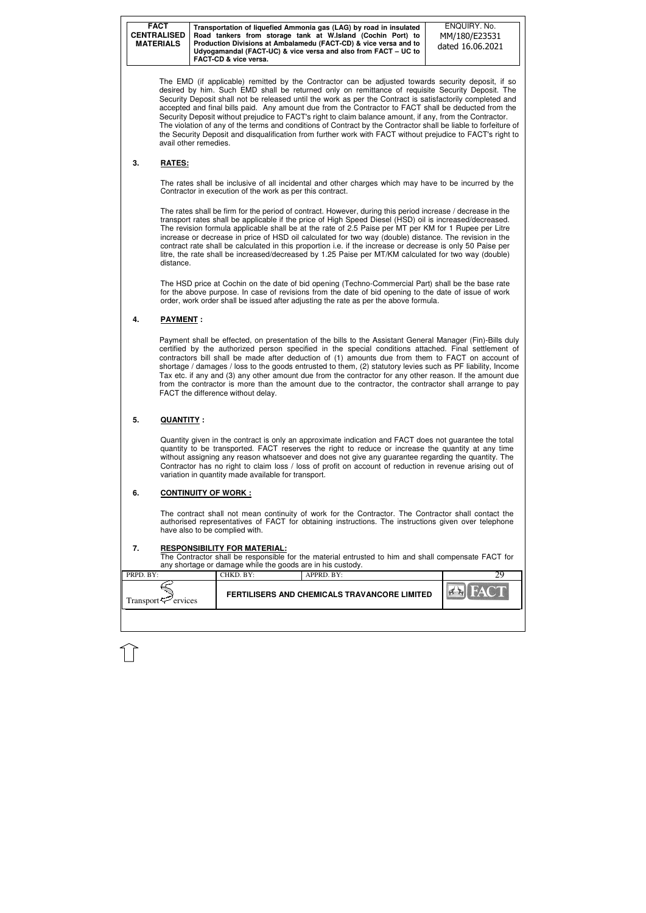The EMD (if applicable) remitted by the Contractor can be adjusted towards security deposit, if so desired by him. Such EMD shall be returned only on remittance of requisite Security Deposit. The Security Deposit shall not be released until the work as per the Contract is satisfactorily completed and accepted and final bills paid. Any amount due from the Contractor to FACT shall be deducted from the Security Deposit without prejudice to FACT's right to claim balance amount, if any, from the Contractor. The violation of any of the terms and conditions of Contract by the Contractor shall be liable to forfeiture of the Security Deposit and disqualification from further work with FACT without prejudice to FACT's right to avail other remedies.

## 3. RATES:

The rates shall be inclusive of all incidental and other charges which may have to be incurred by the Contractor in execution of the work as per this contract.

The rates shall be firm for the period of contract. However, during this period increase / decrease in the transport rates shall be applicable if the price of High Speed Diesel (HSD) oil is increased/decreased. The revision formula applicable shall be at the rate of 2.5 Paise per MT per KM for 1 Rupee per Litre increase or decrease in price of HSD oil calculated for two way (double) distance. The revision in the contract rate shall be calculated in this proportion i.e. if the increase or decrease is only 50 Paise per litre, the rate shall be increased/decreased by 1.25 Paise per MT/KM calculated for two way (double) distance.

The HSD price at Cochin on the date of bid opening (Techno-Commercial Part) shall be the base rate for the above purpose. In case of revisions from the date of bid opening to the date of issue of work order, work order shall be issued after adjusting the rate as per the above formula.

## 4. PAYMENT :

Payment shall be effected, on presentation of the bills to the Assistant General Manager (Fin)-Bills duly certified by the authorized person specified in the special conditions attached. Final settlement of contractors bill shall be made after deduction of (1) amounts due from them to FACT on account of shortage / damages / loss to the goods entrusted to them, (2) statutory levies such as PF liability, Income Tax etc. if any and (3) any other amount due from the contractor for any other reason. If the amount due from the contractor is more than the amount due to the contractor, the contractor shall arrange to pay FACT the difference without delay.

## 5. QUANTITY :

Quantity given in the contract is only an approximate indication and FACT does not guarantee the total quantity to be transported. FACT reserves the right to reduce or increase the quantity at any time without assigning any reason whatsoever and does not give any guarantee regarding the quantity. The Contractor has no right to claim loss / loss of profit on account of reduction in revenue arising out of variation in quantity made available for transport.

## 6. CONTINUITY OF WORK :

The contract shall not mean continuity of work for the Contractor. The Contractor shall contact the authorised representatives of FACT for obtaining instructions. The instructions given over telephone have also to be complied with.

## 7. RESPONSIBILITY FOR MATERIAL:

The Contractor shall be responsible for the material entrusted to him and shall compensate FACT for any shortage or damage while the goods are in his custody.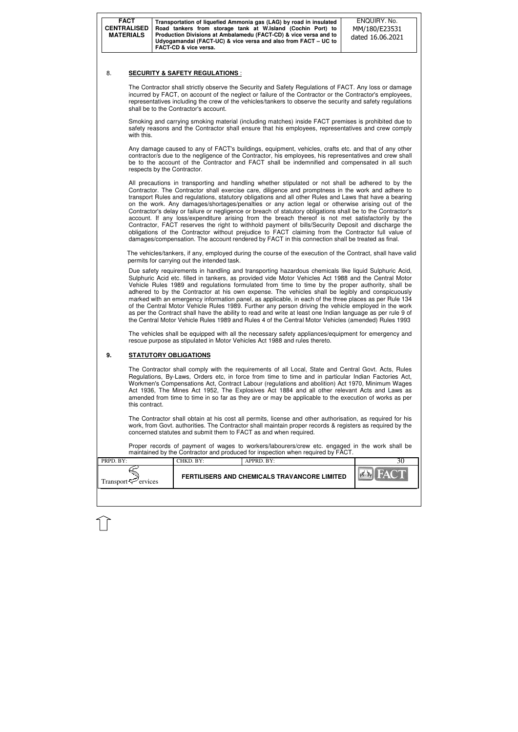## 8. SECURITY & SAFETY REGULATIONS :

The Contractor shall strictly observe the Security and Safety Regulations of FACT. Any loss or damage incurred by FACT, on account of the neglect or failure of the Contractor or the Contractor's employees, representatives including the crew of the vehicles/tankers to observe the security and safety regulations shall be to the Contractor's account.

Smoking and carrying smoking material (including matches) inside FACT premises is prohibited due to safety reasons and the Contractor shall ensure that his employees, representatives and crew comply with this.

Any damage caused to any of FACT's buildings, equipment, vehicles, crafts etc. and that of any other contractor/s due to the negligence of the Contractor, his employees, his representatives and crew shall be to the account of the Contractor and FACT shall be indemnified and compensated in all such respects by the Contractor.

All precautions in transporting and handling whether stipulated or not shall be adhered to by the Contractor. The Contractor shall exercise care, diligence and promptness in the work and adhere to transport Rules and regulations, statutory obligations and all other Rules and Laws that have a bearing on the work. Any damages/shortages/penalties or any action legal or otherwise arising out of the Contractor's delay or failure or negligence or breach of statutory obligations shall be to the Contractor's account. If any loss/expenditure arising from the breach thereof is not met satisfactorily by the Contractor, FACT reserves the right to withhold payment of bills/Security Deposit and discharge the obligations of the Contractor without prejudice to FACT claiming from the Contractor full value of damages/compensation. The account rendered by FACT in this connection shall be treated as final.

The vehicles/tankers, if any, employed during the course of the execution of the Contract, shall have valid permits for carrying out the intended task.

Due safety requirements in handling and transporting hazardous chemicals like liquid Sulphuric Acid, Sulphuric Acid etc. filled in tankers, as provided vide Motor Vehicles Act 1988 and the Central Motor Vehicle Rules 1989 and regulations formulated from time to time by the proper authority, shall be adhered to by the Contractor at his own expense. The vehicles shall be legibly and conspicuously marked with an emergency information panel, as applicable, in each of the three places as per Rule 134 of the Central Motor Vehicle Rules 1989. Further any person driving the vehicle employed in the work as per the Contract shall have the ability to read and write at least one Indian language as per rule 9 of the Central Motor Vehicle Rules 1989 and Rules 4 of the Central Motor Vehicles (amended) Rules 1993

The vehicles shall be equipped with all the necessary safety appliances/equipment for emergency and rescue purpose as stipulated in Motor Vehicles Act 1988 and rules thereto.

## 9. STATUTORY OBLIGATIONS

The Contractor shall comply with the requirements of all Local, State and Central Govt. Acts, Rules Regulations, By-Laws, Orders etc, in force from time to time and in particular Indian Factories Act, Workmen's Compensations Act, Contract Labour (regulations and abolition) Act 1970, Minimum Wages Act 1936, The Mines Act 1952, The Explosives Act 1884 and all other relevant Acts and Laws as amended from time to time in so far as they are or may be applicable to the execution of works as per this contract.

The Contractor shall obtain at his cost all permits, license and other authorisation, as required for his work, from Govt. authorities. The Contractor shall maintain proper records & registers as required by the concerned statutes and submit them to FACT as and when required.

Proper records of payment of wages to workers/labourers/crew etc. engaged in the work shall be maintained by the Contractor and produced for inspection when required by FACT.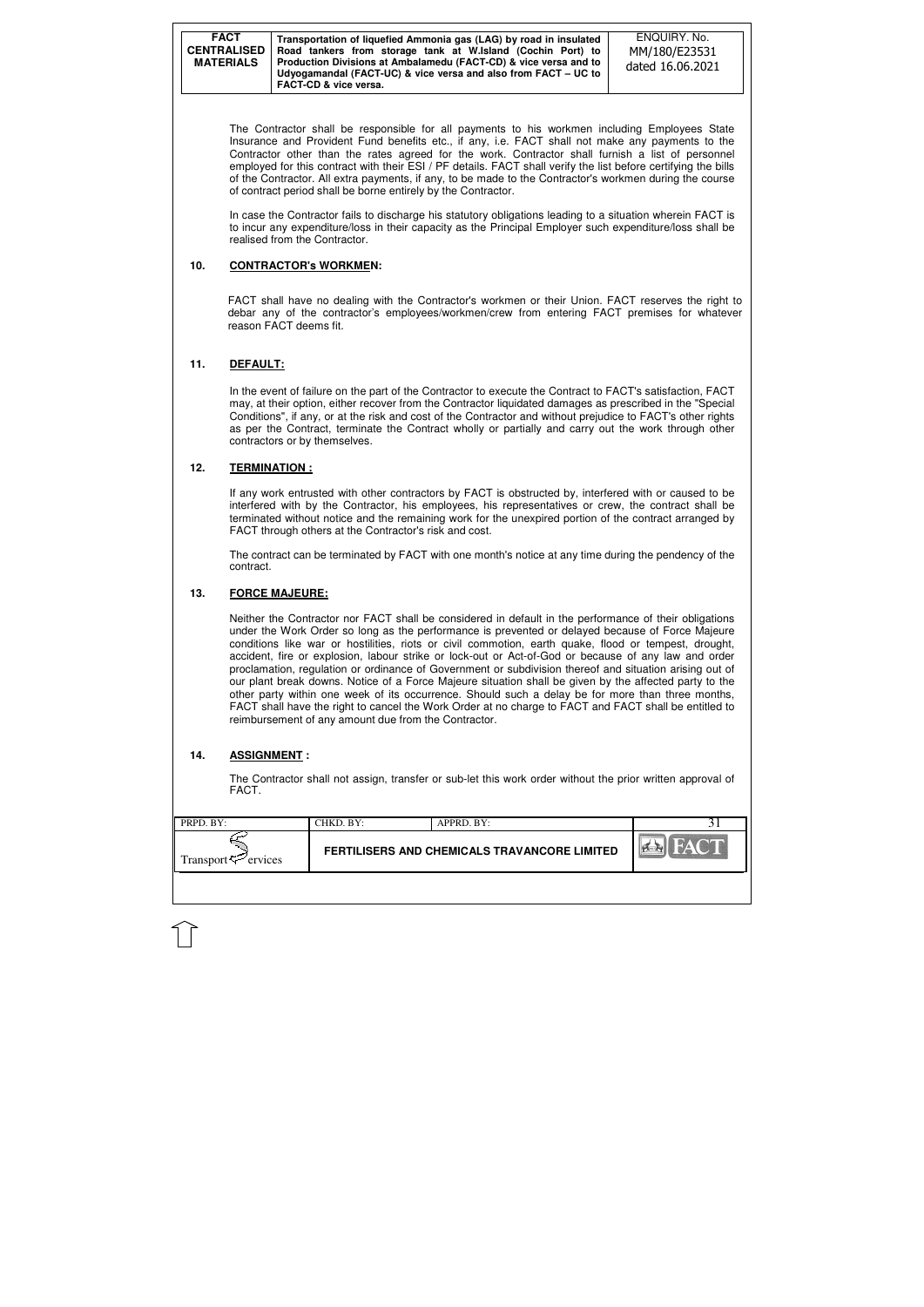The Contractor shall be responsible for all payments to his workmen including Employees State Insurance and Provident Fund benefits etc., if any, i.e. FACT shall not make any payments to the Contractor other than the rates agreed for the work. Contractor shall furnish a list of personnel employed for this contract with their ESI / PF details. FACT shall verify the list before certifying the bills of the Contractor. All extra payments, if any, to be made to the Contractor's workmen during the course of contract period shall be borne entirely by the Contractor.

In case the Contractor fails to discharge his statutory obligations leading to a situation wherein FACT is to incur any expenditure/loss in their capacity as the Principal Employer such expenditure/loss shall be realised from the Contractor.

## 10. CONTRACTOR's WORKMEN:

FACT shall have no dealing with the Contractor's workmen or their Union. FACT reserves the right to debar any of the contractor's employees/workmen/crew from entering FACT premises for whatever reason FACT deems fit.

## 11. DEFAULT:

In the event of failure on the part of the Contractor to execute the Contract to FACT's satisfaction, FACT may, at their option, either recover from the Contractor liquidated damages as prescribed in the "Special Conditions", if any, or at the risk and cost of the Contractor and without prejudice to FACT's other rights as per the Contract, terminate the Contract wholly or partially and carry out the work through other contractors or by themselves.

## 12. TERMINATION :

If any work entrusted with other contractors by FACT is obstructed by, interfered with or caused to be interfered with by the Contractor, his employees, his representatives or crew, the contract shall be terminated without notice and the remaining work for the unexpired portion of the contract arranged by FACT through others at the Contractor's risk and cost.

The contract can be terminated by FACT with one month's notice at any time during the pendency of the contract.

## 13. FORCE MAJEURE:

Neither the Contractor nor FACT shall be considered in default in the performance of their obligations under the Work Order so long as the performance is prevented or delayed because of Force Majeure conditions like war or hostilities, riots or civil commotion, earth quake, flood or tempest, drought, accident, fire or explosion, labour strike or lock-out or Act-of-God or because of any law and order proclamation, regulation or ordinance of Government or subdivision thereof and situation arising out of our plant break downs. Notice of a Force Majeure situation shall be given by the affected party to the other party within one week of its occurrence. Should such a delay be for more than three months, FACT shall have the right to cancel the Work Order at no charge to FACT and FACT shall be entitled to reimbursement of any amount due from the Contractor.

## 14. ASSIGNMENT :

The Contractor shall not assign, transfer or sub-let this work order without the prior written approval of FACT.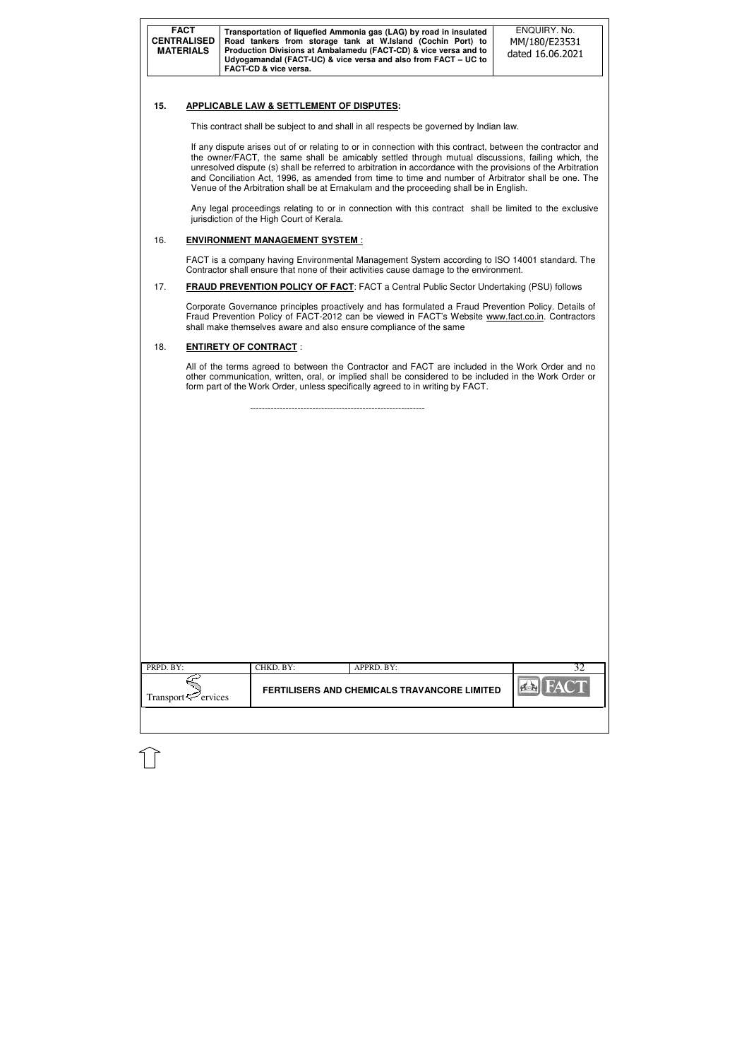## 15. APPLICABLE LAW & SETTLEMENT OF DISPUTES:

This contract shall be subject to and shall in all respects be governed by Indian law.

If any dispute arises out of or relating to or in connection with this contract, between the contractor and the owner/FACT, the same shall be amicably settled through mutual discussions, failing which, the unresolved dispute (s) shall be referred to arbitration in accordance with the provisions of the Arbitration and Conciliation Act, 1996, as amended from time to time and number of Arbitrator shall be one. The Venue of the Arbitration shall be at Ernakulam and the proceeding shall be in English.

Any legal proceedings relating to or in connection with this contract shall be limited to the exclusive jurisdiction of the High Court of Kerala.

## 16. ENVIRONMENT MANAGEMENT SYSTEM :

FACT is a company having Environmental Management System according to ISO 14001 standard. The Contractor shall ensure that none of their activities cause damage to the environment.

## 17. FRAUD PREVENTION POLICY OF FACT: FACT a Central Public Sector Undertaking (PSU) follows

Corporate Governance principles proactively and has formulated a Fraud Prevention Policy. Details of Fraud Prevention Policy of FACT-2012 can be viewed in FACT's Website www.fact.co.in. Contractors shall make themselves aware and also ensure compliance of the same

## 18. ENTIRETY OF CONTRACT :

All of the terms agreed to between the Contractor and FACT are included in the Work Order and no other communication, written, oral, or implied shall be considered to be included in the Work Order or form part of the Work Order, unless specifically agreed to in writing by FACT.

---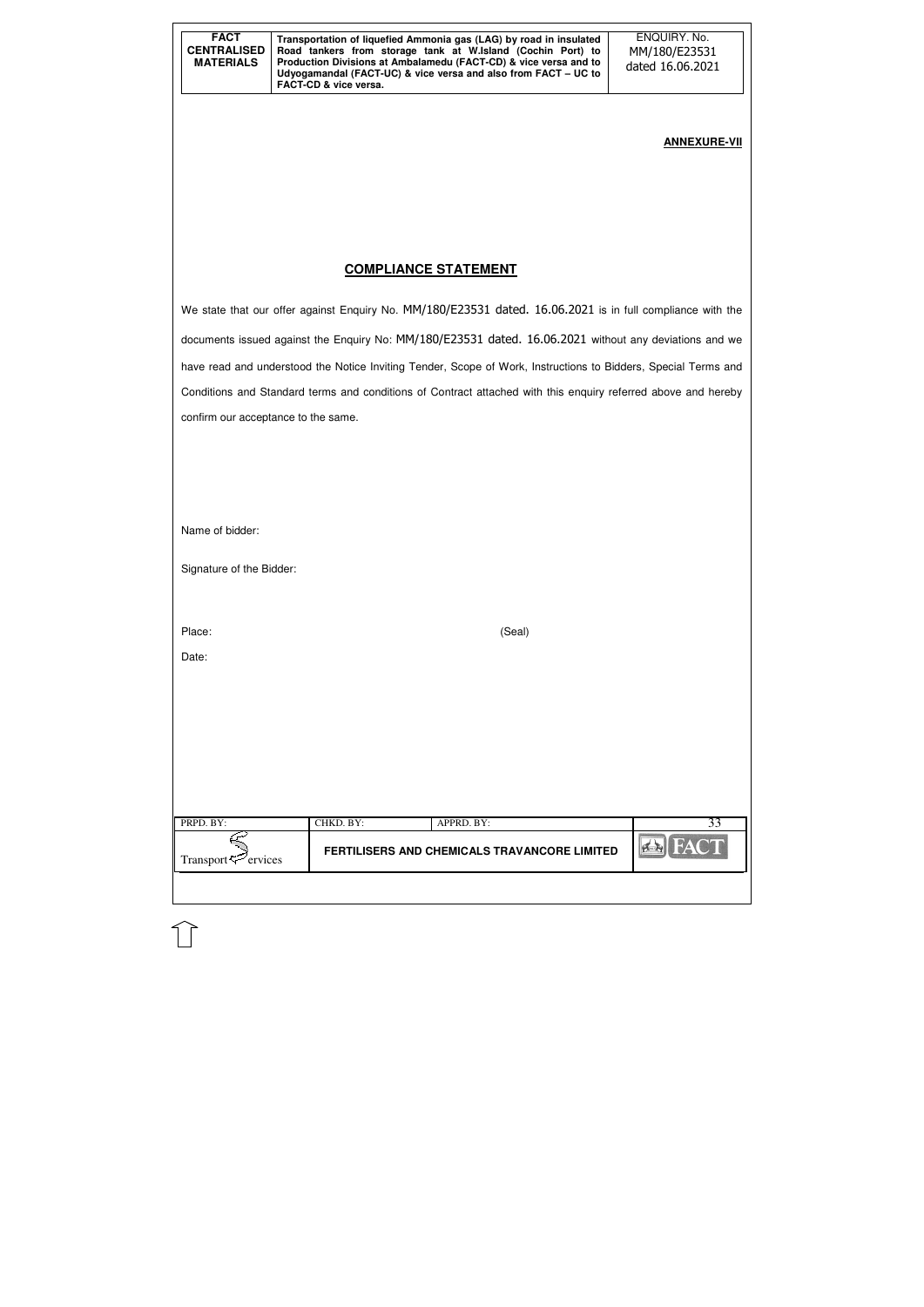**ANNEXURE-VII**

## COMPLIANCE STATEMENT

We state that our offer against Enquiry No. MM/180/E23531 dated. 16.06.2021 is in full compliance with the documents issued against the Enquiry No: MM/180/E23531 dated. 16.06.2021 without any deviations and we have read and understood the Notice Inviting Tender, Scope of Work, Instructions to Bidders, Special Terms and Conditions and Standard terms and conditions of Contract attached with this enquiry referred above and hereby confirm our acceptance to the same.

Name of bidder:

Signature of the Bidder:

Place: (Seal)

Date: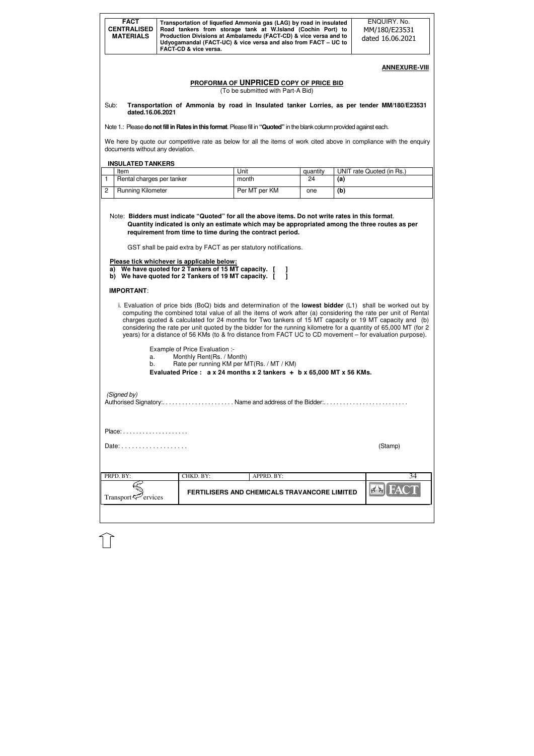## ANNEXURE-VIII

## PROFORMA OF UNPRICED COPY OF PRICE BID

(To be submitted with Part-A Bid)

Sub: **Transportation of Ammonia by road in Insulated tanker Lorries, as per tender MM/180/E23531 dated.16.06.2021**

Note 1.: Please **do not fill in Rates in this format**. Please fill in **"Quoted"** in the blank column provided against each.

We here by quote our competitive rate as below for all the items of work cited above in compliance with the enquiry documents without any deviation.

**INSULATED TANKERS**

| | Item | Unit | quantity | UNIT rate Quoted (in Rs.) |
|---|---|---|---|---|
| 1 | Rental charges per tanker | month | 24 | **(a)** |
| 2 | Running Kilometer | Per MT per KM | one | **(b)** |

Note: **Bidders must indicate "Quoted" for all the above items. Do not write rates in this format. Quantity indicated is only an estimate which may be appropriated among the three routes as per requirement from time to time during the contract period.**

GST shall be paid extra by FACT as per statutory notifications.

**Please tick whichever is applicable below:**

**a) We have quoted for 2 Tankers of 15 MT capacity. [ ]**
**b) We have quoted for 2 Tankers of 19 MT capacity. [ ]**

**IMPORTANT**:

i. Evaluation of price bids (BoQ) bids and determination of the **lowest bidder** (L1) shall be worked out by computing the combined total value of all the items of work after (a) considering the rate per unit of Rental charges quoted & calculated for 24 months for Two tankers of 15 MT capacity or 19 MT capacity and (b) considering the rate per unit quoted by the bidder for the running kilometre for a quantity of 65,000 MT (for 2 years) for a distance of 56 KMs (to & fro distance from FACT UC to CD movement – for evaluation purpose).

Example of Price Evaluation :-

a. Monthly Rent(Rs. / Month)
b. Rate per running KM per MT(Rs. / MT / KM)

**Evaluated Price : a x 24 months x 2 tankers + b x 65,000 MT x 56 KMs.**

*(Signed by)*
Authorised Signatory:. . . . . . . . . . . . . . . . . . . . . . Name and address of the Bidder:. . . . . . . . . . . . . . . . . . . . . . . . .

Place: . . . . . . . . . . . . . . . . . . . .

Date: . . . . . . . . . . . . . . . . . . . (Stamp)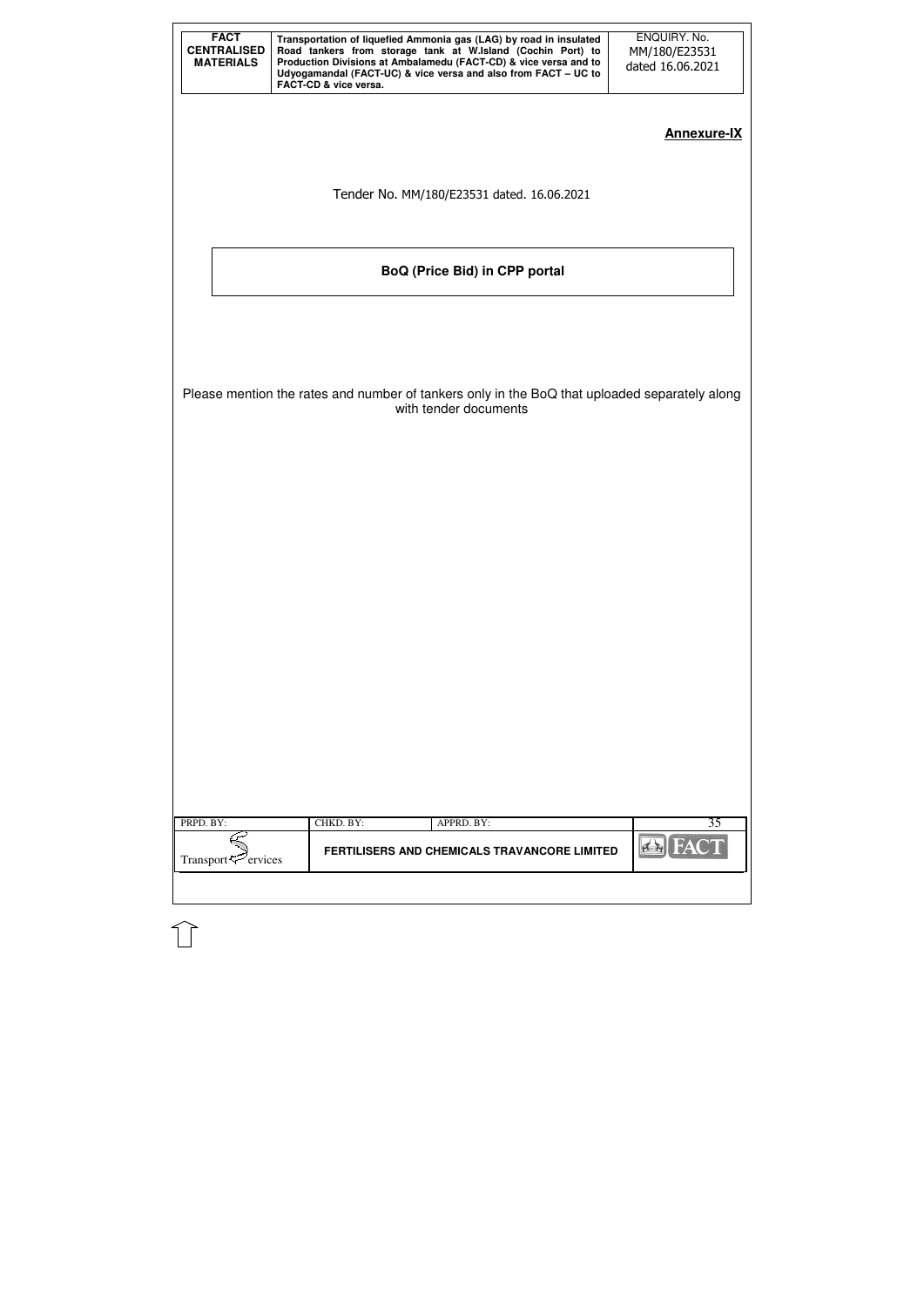**Annexure-IX**

Tender No. MM/180/E23531 dated. 16.06.2021

## BoQ (Price Bid) in CPP portal

Please mention the rates and number of tankers only in the BoQ that uploaded separately along with tender documents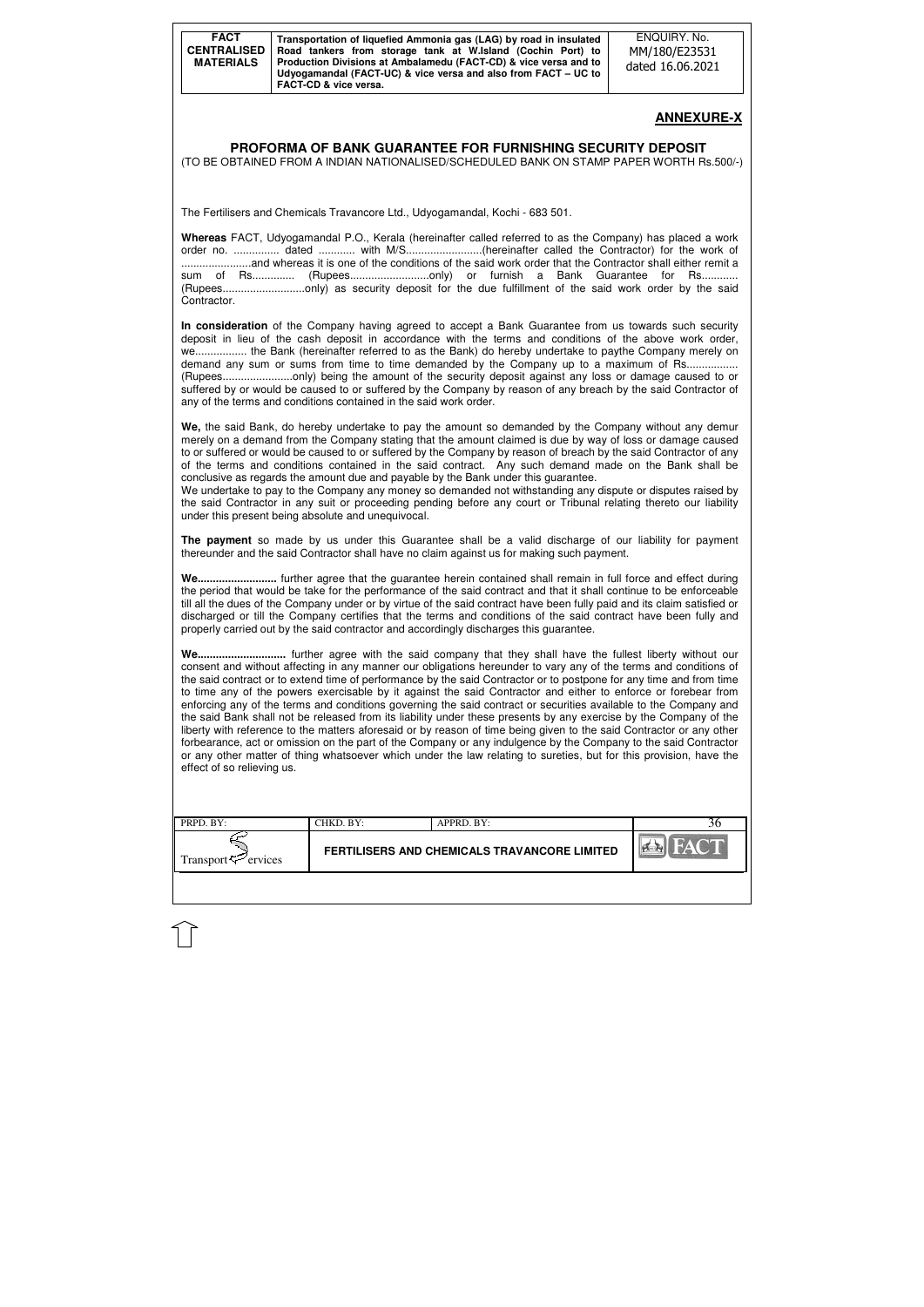## ANNEXURE-X

## PROFORMA OF BANK GUARANTEE FOR FURNISHING SECURITY DEPOSIT

(TO BE OBTAINED FROM A INDIAN NATIONALISED/SCHEDULED BANK ON STAMP PAPER WORTH Rs.500/-)

The Fertilisers and Chemicals Travancore Ltd., Udyogamandal, Kochi - 683 501.

**Whereas** FACT, Udyogamandal P.O., Kerala (hereinafter called referred to as the Company) has placed a work order no. ............... dated ............ with M/S.........................(hereinafter called the Contractor) for the work of .......................and whereas it is one of the conditions of the said work order that the Contractor shall either remit a sum of Rs............. (Rupees..........................only) or furnish a Bank Guarantee for Rs........... (Rupees...........................only) as security deposit for the due fulfillment of the said work order by the said Contractor.

**In consideration** of the Company having agreed to accept a Bank Guarantee from us towards such security deposit in lieu of the cash deposit in accordance with the terms and conditions of the above work order, we................ the Bank (hereinafter referred to as the Bank) do hereby undertake to paythe Company merely on demand any sum or sums from time to time demanded by the Company up to a maximum of Rs................. (Rupees.......................only) being the amount of the security deposit against any loss or damage caused to or suffered by or would be caused to or suffered by the Company by reason of any breach by the said Contractor of any of the terms and conditions contained in the said work order.

**We,** the said Bank, do hereby undertake to pay the amount so demanded by the Company without any demur merely on a demand from the Company stating that the amount claimed is due by way of loss or damage caused to or suffered or would be caused to or suffered by the Company by reason of breach by the said Contractor of any of the terms and conditions contained in the said contract. Any such demand made on the Bank shall be conclusive as regards the amount due and payable by the Bank under this guarantee.
We undertake to pay to the Company any money so demanded not withstanding any dispute or disputes raised by the said Contractor in any suit or proceeding pending before any court or Tribunal relating thereto our liability under this present being absolute and unequivocal.

**The payment** so made by us under this Guarantee shall be a valid discharge of our liability for payment thereunder and the said Contractor shall have no claim against us for making such payment.

**We..........................** further agree that the guarantee herein contained shall remain in full force and effect during the period that would be take for the performance of the said contract and that it shall continue to be enforceable till all the dues of the Company under or by virtue of the said contract have been fully paid and its claim satisfied or discharged or till the Company certifies that the terms and conditions of the said contract have been fully and properly carried out by the said contractor and accordingly discharges this guarantee.

**We.............................** further agree with the said company that they shall have the fullest liberty without our consent and without affecting in any manner our obligations hereunder to vary any of the terms and conditions of the said contract or to extend time of performance by the said Contractor or to postpone for any time and from time to time any of the powers exercisable by it against the said Contractor and either to enforce or forebear from enforcing any of the terms and conditions governing the said contract or securities available to the Company and the said Bank shall not be released from its liability under these presents by any exercise by the Company of the liberty with reference to the matters aforesaid or by reason of time being given to the said Contractor or any other forbearance, act or omission on the part of the Company or any indulgence by the Company to the said Contractor or any other matter of thing whatsoever which under the law relating to sureties, but for this provision, have the effect of so relieving us.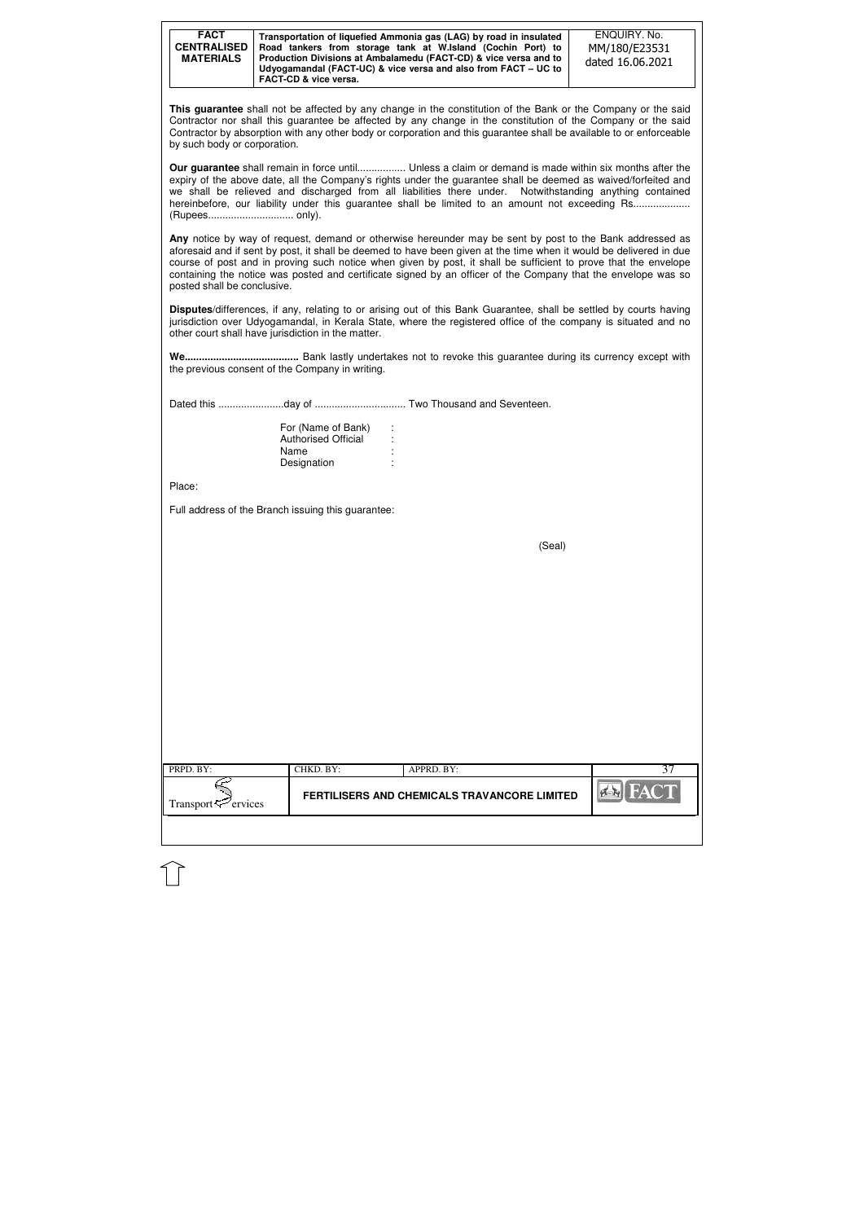**This guarantee** shall not be affected by any change in the constitution of the Bank or the Company or the said Contractor nor shall this guarantee be affected by any change in the constitution of the Company or the said Contractor by absorption with any other body or corporation and this guarantee shall be available to or enforceable by such body or corporation.

**Our guarantee** shall remain in force until................. Unless a claim or demand is made within six months after the expiry of the above date, all the Company's rights under the guarantee shall be deemed as waived/forfeited and we shall be relieved and discharged from all liabilities there under. Notwithstanding anything contained hereinbefore, our liability under this guarantee shall be limited to an amount not exceeding Rs.................... (Rupees.............................. only).

**Any** notice by way of request, demand or otherwise hereunder may be sent by post to the Bank addressed as aforesaid and if sent by post, it shall be deemed to have been given at the time when it would be delivered in due course of post and in proving such notice when given by post, it shall be sufficient to prove that the envelope containing the notice was posted and certificate signed by an officer of the Company that the envelope was so posted shall be conclusive.

**Disputes**/differences, if any, relating to or arising out of this Bank Guarantee, shall be settled by courts having jurisdiction over Udyogamandal, in Kerala State, where the registered office of the company is situated and no other court shall have jurisdiction in the matter.

**We........................................** Bank lastly undertakes not to revoke this guarantee during its currency except with the previous consent of the Company in writing.

Dated this .......................day of ................................ Two Thousand and Seventeen.

For (Name of Bank) :
Authorised Official :
Name :
Designation :

Place:

Full address of the Branch issuing this guarantee:

(Seal)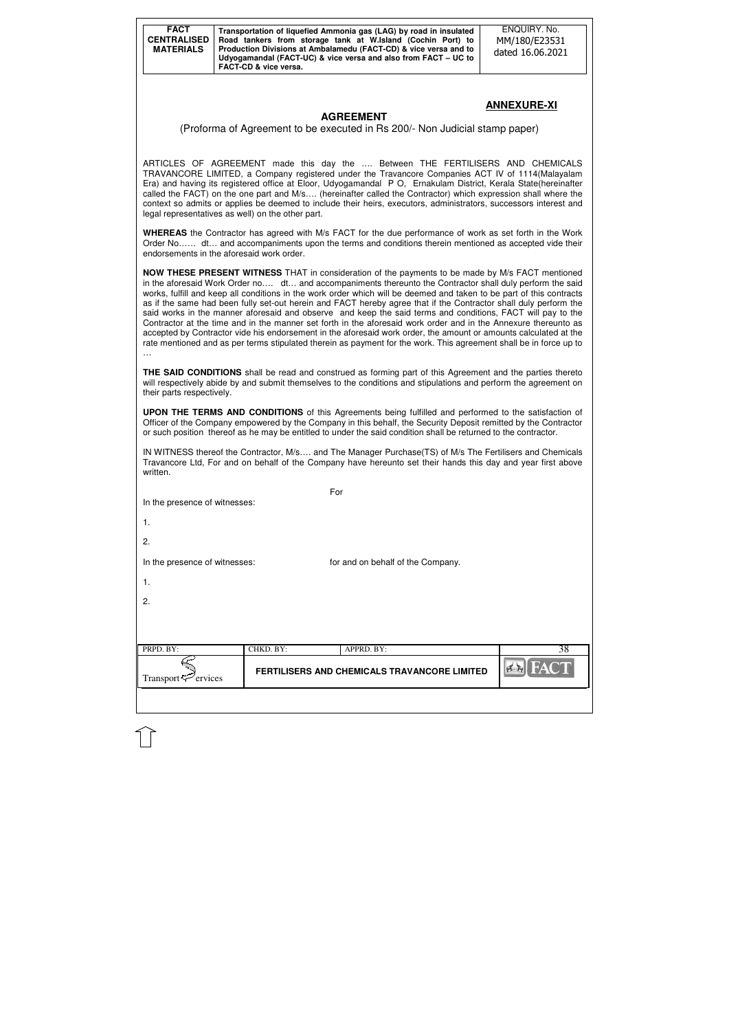## ANNEXURE-XI

# AGREEMENT

(Proforma of Agreement to be executed in Rs 200/- Non Judicial stamp paper)

ARTICLES OF AGREEMENT made this day the …. Between THE FERTILISERS AND CHEMICALS TRAVANCORE LIMITED, a Company registered under the Travancore Companies ACT IV of 1114(Malayalam Era) and having its registered office at Eloor, Udyogamandal P O, Ernakulam District, Kerala State(hereinafter called the FACT) on the one part and M/s…. (hereinafter called the Contractor) which expression shall where the context so admits or applies be deemed to include their heirs, executors, administrators, successors interest and legal representatives as well) on the other part.

**WHEREAS** the Contractor has agreed with M/s FACT for the due performance of work as set forth in the Work Order No…… dt… and accompaniments upon the terms and conditions therein mentioned as accepted vide their endorsements in the aforesaid work order.

**NOW THESE PRESENT WITNESS** THAT in consideration of the payments to be made by M/s FACT mentioned in the aforesaid Work Order no…. dt… and accompaniments thereunto the Contractor shall duly perform the said works, fulfill and keep all conditions in the work order which will be deemed and taken to be part of this contracts as if the same had been fully set-out herein and FACT hereby agree that if the Contractor shall duly perform the said works in the manner aforesaid and observe and keep the said terms and conditions, FACT will pay to the Contractor at the time and in the manner set forth in the aforesaid work order and in the Annexure thereunto as accepted by Contractor vide his endorsement in the aforesaid work order, the amount or amounts calculated at the rate mentioned and as per terms stipulated therein as payment for the work. This agreement shall be in force up to …

**THE SAID CONDITIONS** shall be read and construed as forming part of this Agreement and the parties thereto will respectively abide by and submit themselves to the conditions and stipulations and perform the agreement on their parts respectively.

**UPON THE TERMS AND CONDITIONS** of this Agreements being fulfilled and performed to the satisfaction of Officer of the Company empowered by the Company in this behalf, the Security Deposit remitted by the Contractor or such position thereof as he may be entitled to under the said condition shall be returned to the contractor.

IN WITNESS thereof the Contractor, M/s…. and The Manager Purchase(TS) of M/s The Fertilisers and Chemicals Travancore Ltd, For and on behalf of the Company have hereunto set their hands this day and year first above written.

For

In the presence of witnesses:

1.

2.

In the presence of witnesses: for and on behalf of the Company.

1.

2.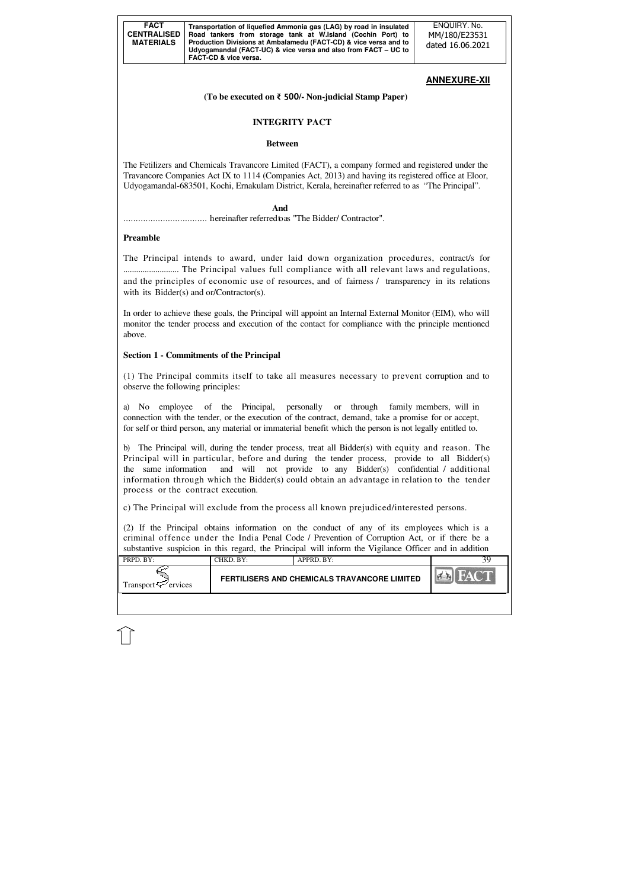## ANNEXURE-XII

**(To be executed on ₹ 500/- Non-judicial Stamp Paper)**

**INTEGRITY PACT**

**Between**

The Fetilizers and Chemicals Travancore Limited (FACT), a company formed and registered under the Travancore Companies Act IX to 1114 (Companies Act, 2013) and having its registered office at Eloor, Udyogamandal-683501, Kochi, Ernakulam District, Kerala, hereinafter referred to as "The Principal".

**And**

.................................. hereinafter referred to as "The Bidder/ Contractor".

**Preamble**

The Principal intends to award, under laid down organization procedures, contract/s for .......................... The Principal values full compliance with all relevant laws and regulations, and the principles of economic use of resources, and of fairness / transparency in its relations with its Bidder(s) and or/Contractor(s).

In order to achieve these goals, the Principal will appoint an Internal External Monitor (EIM), who will monitor the tender process and execution of the contact for compliance with the principle mentioned above.

**Section 1 - Commitments of the Principal**

(1) The Principal commits itself to take all measures necessary to prevent corruption and to observe the following principles:

a) No employee of the Principal, personally or through family members, will in connection with the tender, or the execution of the contract, demand, take a promise for or accept, for self or third person, any material or immaterial benefit which the person is not legally entitled to.

b) The Principal will, during the tender process, treat all Bidder(s) with equity and reason. The Principal will in particular, before and during the tender process, provide to all Bidder(s) the same information and will not provide to any Bidder(s) confidential / additional information through which the Bidder(s) could obtain an advantage in relation to the tender process or the contract execution.

c) The Principal will exclude from the process all known prejudiced/interested persons.

(2) If the Principal obtains information on the conduct of any of its employees which is a criminal offence under the India Penal Code / Prevention of Corruption Act, or if there be a substantive suspicion in this regard, the Principal will inform the Vigilance Officer and in addition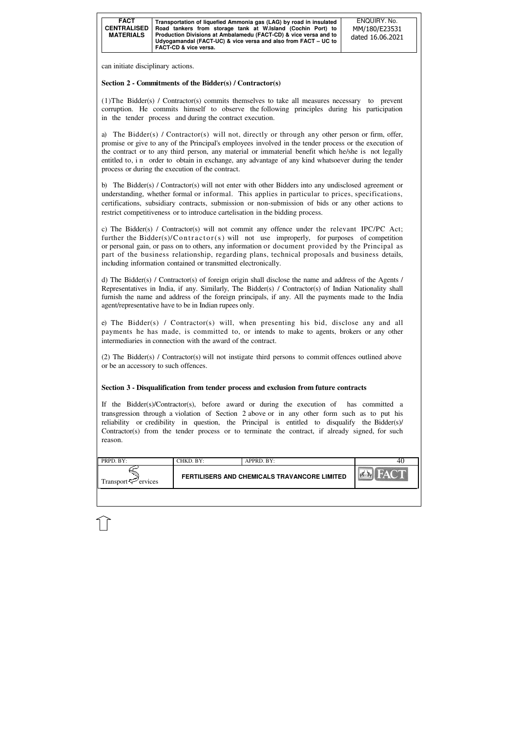can initiate disciplinary actions.

**Section 2 - Commitments of the Bidder(s) / Contractor(s)**

(1)The Bidder(s) / Contractor(s) commits themselves to take all measures necessary to prevent corruption. He commits himself to observe the following principles during his participation in the tender process and during the contract execution.

a) The Bidder(s) / Contractor(s) will not, directly or through any other person or firm, offer, promise or give to any of the Principal's employees involved in the tender process or the execution of the contract or to any third person, any material or immaterial benefit which he/she is not legally entitled to, in order to obtain in exchange, any advantage of any kind whatsoever during the tender process or during the execution of the contract.

b) The Bidder(s) / Contractor(s) will not enter with other Bidders into any undisclosed agreement or understanding, whether formal or informal. This applies in particular to prices, specifications, certifications, subsidiary contracts, submission or non-submission of bids or any other actions to restrict competitiveness or to introduce cartelisation in the bidding process.

c) The Bidder(s) / Contractor(s) will not commit any offence under the relevant IPC/PC Act; further the Bidder(s)/Contractor(s) will not use improperly, for purposes of competition or personal gain, or pass on to others, any information or document provided by the Principal as part of the business relationship, regarding plans, technical proposals and business details, including information contained or transmitted electronically.

d) The Bidder(s) / Contractor(s) of foreign origin shall disclose the name and address of the Agents / Representatives in India, if any. Similarly, The Bidder(s) / Contractor(s) of Indian Nationality shall furnish the name and address of the foreign principals, if any. All the payments made to the India agent/representative have to be in Indian rupees only.

e) The Bidder(s) / Contractor(s) will, when presenting his bid, disclose any and all payments he has made, is committed to, or intends to make to agents, brokers or any other intermediaries in connection with the award of the contract.

(2) The Bidder(s) / Contractor(s) will not instigate third persons to commit offences outlined above or be an accessory to such offences.

**Section 3 - Disqualification from tender process and exclusion from future contracts**

If the Bidder(s)/Contractor(s), before award or during the execution of has committed a transgression through a violation of Section 2 above or in any other form such as to put his reliability or credibility in question, the Principal is entitled to disqualify the Bidder(s)/ Contractor(s) from the tender process or to terminate the contract, if already signed, for such reason.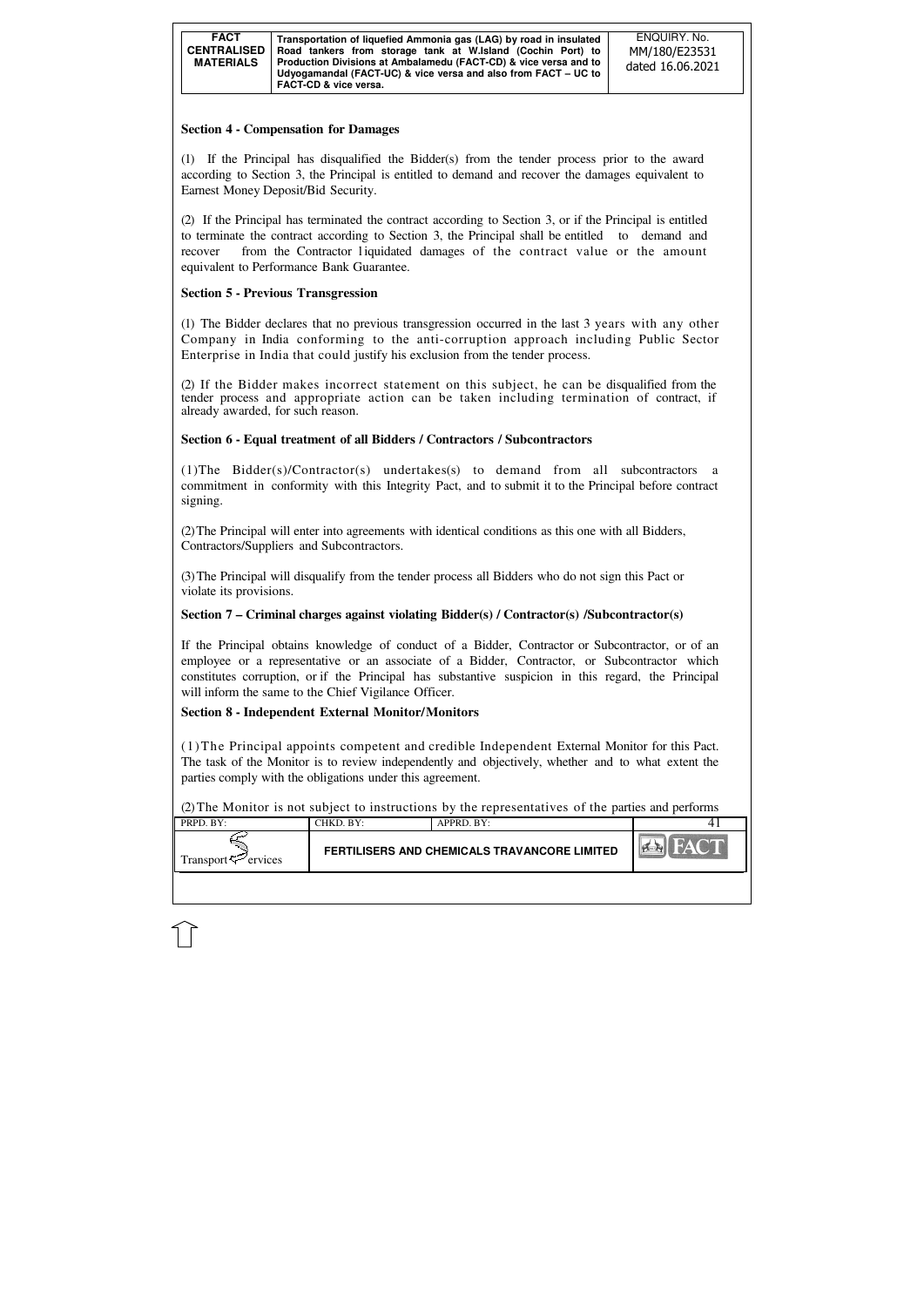## Section 4 - Compensation for Damages

(1) If the Principal has disqualified the Bidder(s) from the tender process prior to the award according to Section 3, the Principal is entitled to demand and recover the damages equivalent to Earnest Money Deposit/Bid Security.

(2) If the Principal has terminated the contract according to Section 3, or if the Principal is entitled to terminate the contract according to Section 3, the Principal shall be entitled to demand and recover from the Contractor liquidated damages of the contract value or the amount equivalent to Performance Bank Guarantee.

## Section 5 - Previous Transgression

(1) The Bidder declares that no previous transgression occurred in the last 3 years with any other Company in India conforming to the anti-corruption approach including Public Sector Enterprise in India that could justify his exclusion from the tender process.

(2) If the Bidder makes incorrect statement on this subject, he can be disqualified from the tender process and appropriate action can be taken including termination of contract, if already awarded, for such reason.

## Section 6 - Equal treatment of all Bidders / Contractors / Subcontractors

(1) The Bidder(s)/Contractor(s) undertakes(s) to demand from all subcontractors a commitment in conformity with this Integrity Pact, and to submit it to the Principal before contract signing.

(2) The Principal will enter into agreements with identical conditions as this one with all Bidders, Contractors/Suppliers and Subcontractors.

(3) The Principal will disqualify from the tender process all Bidders who do not sign this Pact or violate its provisions.

## Section 7 – Criminal charges against violating Bidder(s) / Contractor(s) /Subcontractor(s)

If the Principal obtains knowledge of conduct of a Bidder, Contractor or Subcontractor, or of an employee or a representative or an associate of a Bidder, Contractor, or Subcontractor which constitutes corruption, or if the Principal has substantive suspicion in this regard, the Principal will inform the same to the Chief Vigilance Officer.

## Section 8 - Independent External Monitor/Monitors

(1) The Principal appoints competent and credible Independent External Monitor for this Pact. The task of the Monitor is to review independently and objectively, whether and to what extent the parties comply with the obligations under this agreement.

(2) The Monitor is not subject to instructions by the representatives of the parties and performs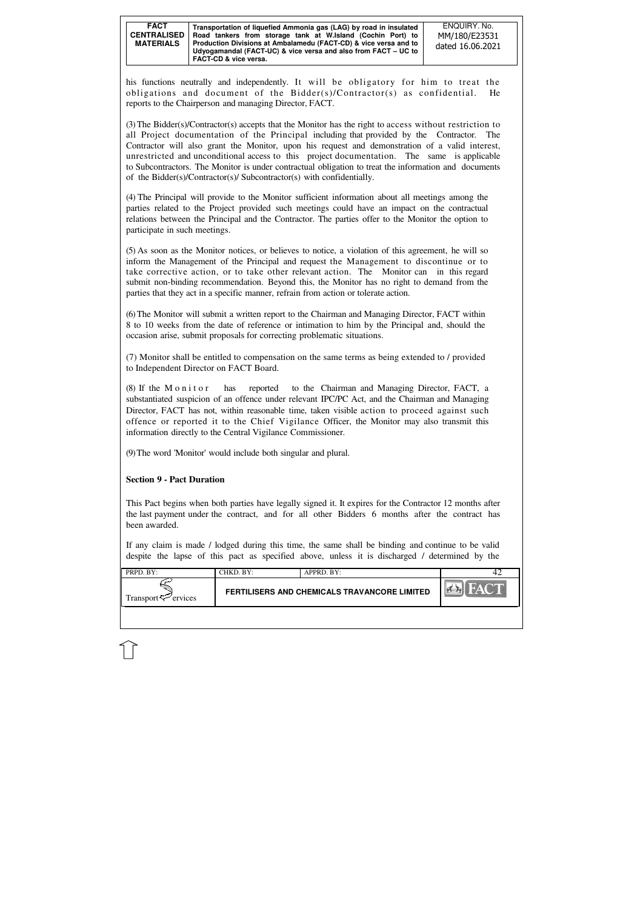his functions neutrally and independently. It will be obligatory for him to treat the obligations and document of the Bidder(s)/Contractor(s) as confidential. He reports to the Chairperson and managing Director, FACT.

(3) The Bidder(s)/Contractor(s) accepts that the Monitor has the right to access without restriction to all Project documentation of the Principal including that provided by the Contractor. The Contractor will also grant the Monitor, upon his request and demonstration of a valid interest, unrestricted and unconditional access to this project documentation. The same is applicable to Subcontractors. The Monitor is under contractual obligation to treat the information and documents of the Bidder(s)/Contractor(s)/ Subcontractor(s) with confidentially.

(4) The Principal will provide to the Monitor sufficient information about all meetings among the parties related to the Project provided such meetings could have an impact on the contractual relations between the Principal and the Contractor. The parties offer to the Monitor the option to participate in such meetings.

(5) As soon as the Monitor notices, or believes to notice, a violation of this agreement, he will so inform the Management of the Principal and request the Management to discontinue or to take corrective action, or to take other relevant action. The Monitor can in this regard submit non-binding recommendation. Beyond this, the Monitor has no right to demand from the parties that they act in a specific manner, refrain from action or tolerate action.

(6) The Monitor will submit a written report to the Chairman and Managing Director, FACT within 8 to 10 weeks from the date of reference or intimation to him by the Principal and, should the occasion arise, submit proposals for correcting problematic situations.

(7) Monitor shall be entitled to compensation on the same terms as being extended to / provided to Independent Director on FACT Board.

(8) If the Monitor has reported to the Chairman and Managing Director, FACT, a substantiated suspicion of an offence under relevant IPC/PC Act, and the Chairman and Managing Director, FACT has not, within reasonable time, taken visible action to proceed against such offence or reported it to the Chief Vigilance Officer, the Monitor may also transmit this information directly to the Central Vigilance Commissioner.

(9) The word 'Monitor' would include both singular and plural.

**Section 9 - Pact Duration**

This Pact begins when both parties have legally signed it. It expires for the Contractor 12 months after the last payment under the contract, and for all other Bidders 6 months after the contract has been awarded.

If any claim is made / lodged during this time, the same shall be binding and continue to be valid despite the lapse of this pact as specified above, unless it is discharged / determined by the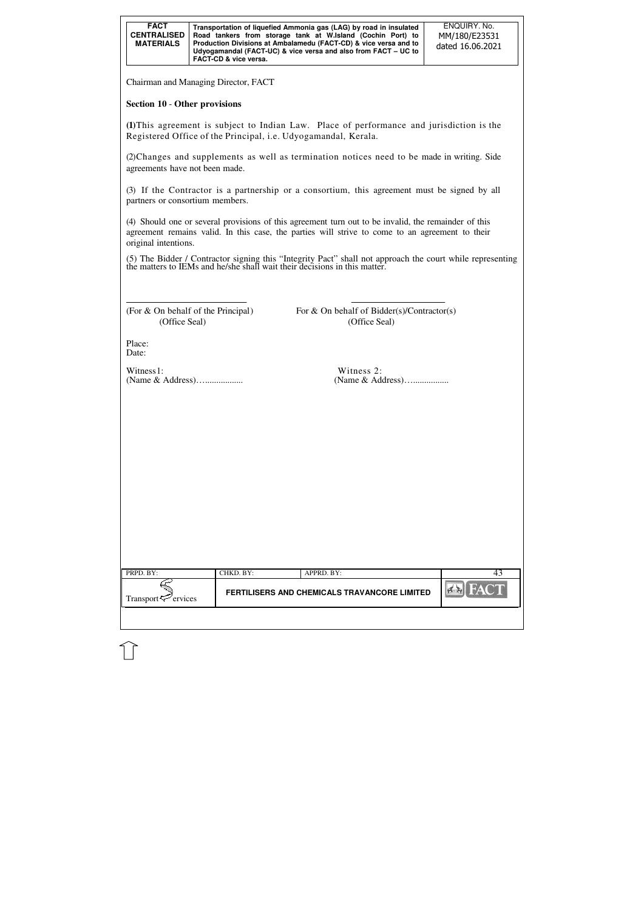Chairman and Managing Director, FACT

**Section 10 - Other provisions**

**(1)**This agreement is subject to Indian Law. Place of performance and jurisdiction is the Registered Office of the Principal, i.e. Udyogamandal, Kerala.

(2)Changes and supplements as well as termination notices need to be made in writing. Side agreements have not been made.

(3) If the Contractor is a partnership or a consortium, this agreement must be signed by all partners or consortium members.

(4) Should one or several provisions of this agreement turn out to be invalid, the remainder of this agreement remains valid. In this case, the parties will strive to come to an agreement to their original intentions.

(5) The Bidder / Contractor signing this "Integrity Pact" shall not approach the court while representing the matters to IEMs and he/she shall wait their decisions in this matter.

______________________________ ______________________________

(For & On behalf of the Principal) For & On behalf of Bidder(s)/Contractor(s)
(Office Seal) (Office Seal)

Place:
Date:

Witness1: Witness 2:
(Name & Address)….................. (Name & Address)…................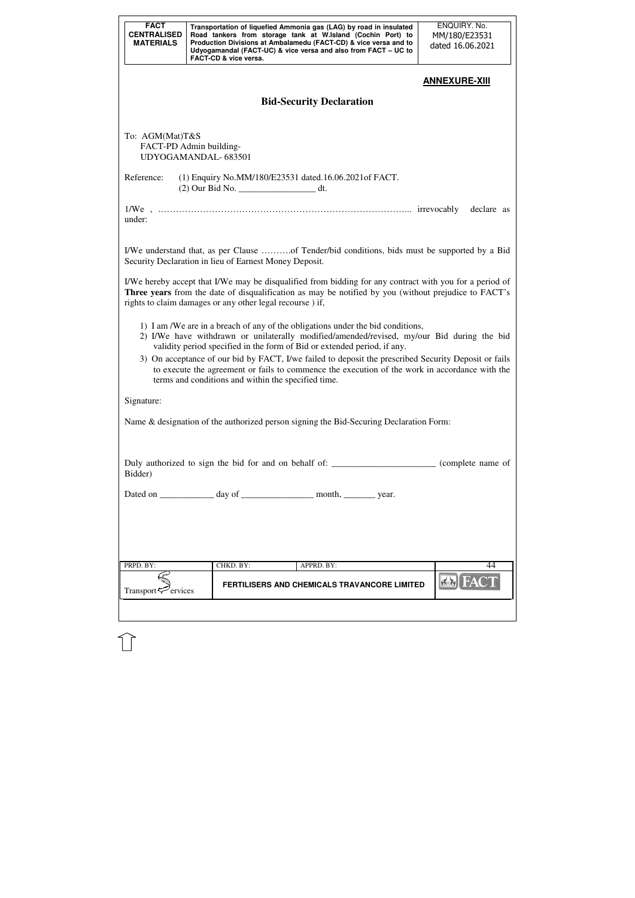**ANNEXURE-XIII**

## Bid-Security Declaration

To: AGM(Mat)T&S
FACT-PD Admin building-
UDYOGAMANDAL- 683501

Reference: (1) Enquiry No.MM/180/E23531 dated.16.06.2021of FACT.
(2) Our Bid No. _________________ dt.

1/We , …………………………………………………………………………... irrevocably declare as under:

I/We understand that, as per Clause ……….of Tender/bid conditions, bids must be supported by a Bid Security Declaration in lieu of Earnest Money Deposit.

I/We hereby accept that I/We may be disqualified from bidding for any contract with you for a period of **Three years** from the date of disqualification as may be notified by you (without prejudice to FACT's rights to claim damages or any other legal recourse ) if,

1) I am /We are in a breach of any of the obligations under the bid conditions,
2) I/We have withdrawn or unilaterally modified/amended/revised, my/our Bid during the bid validity period specified in the form of Bid or extended period, if any.
3) On acceptance of our bid by FACT, I/we failed to deposit the prescribed Security Deposit or fails to execute the agreement or fails to commence the execution of the work in accordance with the terms and conditions and within the specified time.

Signature:

Name & designation of the authorized person signing the Bid-Securing Declaration Form:

Duly authorized to sign the bid for and on behalf of: _______________________ (complete name of Bidder)

Dated on ____________ day of ________________ month, _______ year.